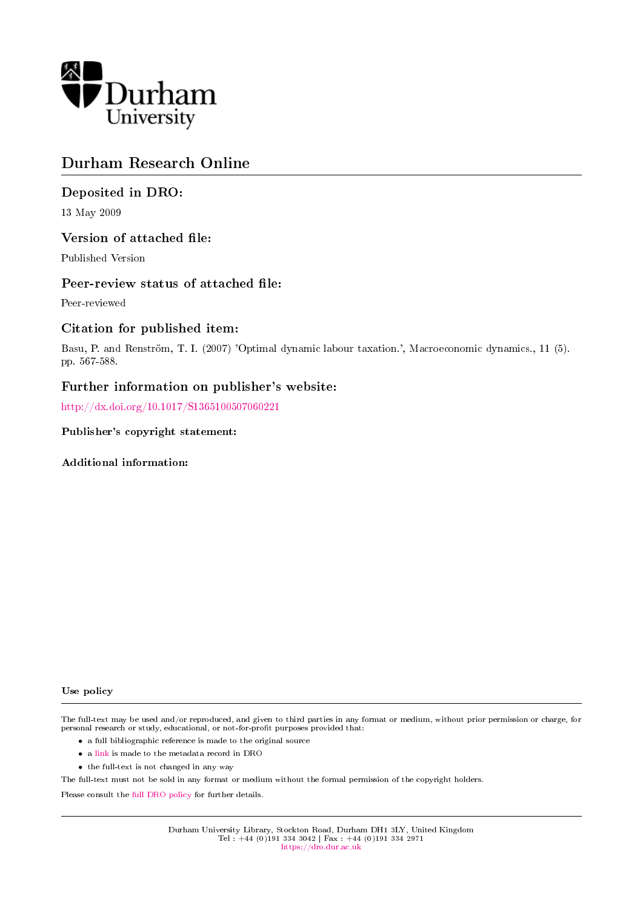Durham University

# Durham Research Online

## Deposited in DRO:

13 May 2009

## Version of attached file:

Published Version

## Peer-review status of attached file:

Peer-reviewed

## Citation for published item:

Basu, P. and Renström, T. I. (2007) 'Optimal dynamic labour taxation.', Macroeconomic dynamics., 11 (5). pp. 567-588.

## Further information on publisher's website:

http://dx.doi.org/10.1017/S1365100507060221

**Publisher's copyright statement:**

**Additional information:**

**Use policy**

The full-text may be used and/or reproduced, and given to third parties in any format or medium, without prior permission or charge, for personal research or study, educational, or not-for-profit purposes provided that:

- a full bibliographic reference is made to the original source
- a link is made to the metadata record in DRO
- the full-text is not changed in any way

The full-text must not be sold in any format or medium without the formal permission of the copyright holders.

Please consult the full DRO policy for further details.

Durham University Library, Stockton Road, Durham DH1 3LY, United Kingdom
Tel : +44 (0)191 334 3042 | Fax : +44 (0)191 334 2971
https://dro.dur.ac.uk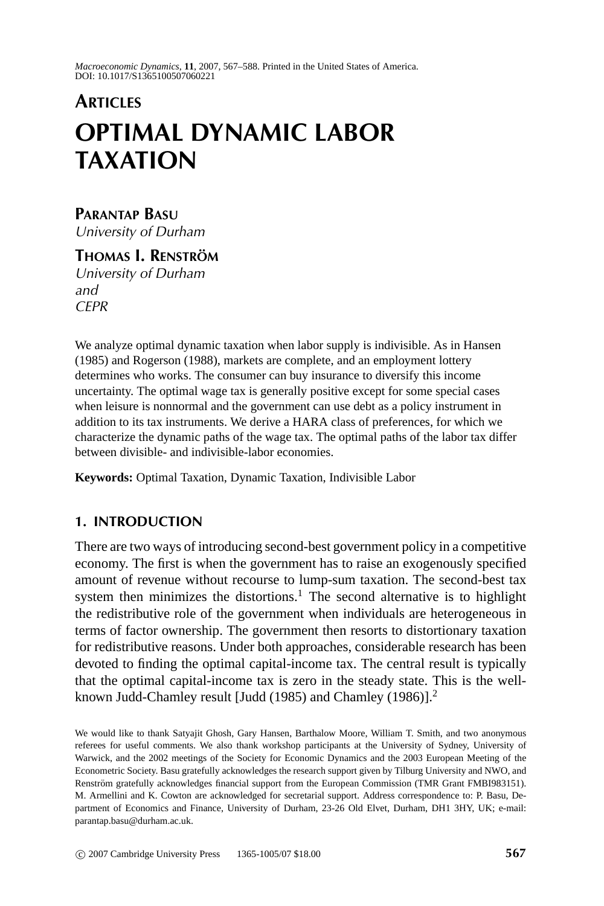## ARTICLES

# OPTIMAL DYNAMIC LABOR TAXATION

**PARANTAP BASU**
*University of Durham*

**THOMAS I. RENSTRÖM**
*University of Durham*
*and*
*CEPR*

We analyze optimal dynamic taxation when labor supply is indivisible. As in Hansen (1985) and Rogerson (1988), markets are complete, and an employment lottery determines who works. The consumer can buy insurance to diversify this income uncertainty. The optimal wage tax is generally positive except for some special cases when leisure is nonnormal and the government can use debt as a policy instrument in addition to its tax instruments. We derive a HARA class of preferences, for which we characterize the dynamic paths of the wage tax. The optimal paths of the labor tax differ between divisible- and indivisible-labor economies.

**Keywords:** Optimal Taxation, Dynamic Taxation, Indivisible Labor

## 1. INTRODUCTION

There are two ways of introducing second-best government policy in a competitive economy. The first is when the government has to raise an exogenously specified amount of revenue without recourse to lump-sum taxation. The second-best tax system then minimizes the distortions.[1] The second alternative is to highlight the redistributive role of the government when individuals are heterogeneous in terms of factor ownership. The government then resorts to distortionary taxation for redistributive reasons. Under both approaches, considerable research has been devoted to finding the optimal capital-income tax. The central result is typically that the optimal capital-income tax is zero in the steady state. This is the well-known Judd-Chamley result [Judd (1985) and Chamley (1986)].[2]

We would like to thank Satyajit Ghosh, Gary Hansen, Barthalow Moore, William T. Smith, and two anonymous referees for useful comments. We also thank workshop participants at the University of Sydney, University of Warwick, and the 2002 meetings of the Society for Economic Dynamics and the 2003 European Meeting of the Econometric Society. Basu gratefully acknowledges the research support given by Tilburg University and NWO, and Renström gratefully acknowledges financial support from the European Commission (TMR Grant FMBI983151). M. Armellini and K. Cowton are acknowledged for secretarial support. Address correspondence to: P. Basu, Department of Economics and Finance, University of Durham, 23-26 Old Elvet, Durham, DH1 3HY, UK; e-mail: parantap.basu@durham.ac.uk.

© 2007 Cambridge University Press 1365-1005/07 $18.00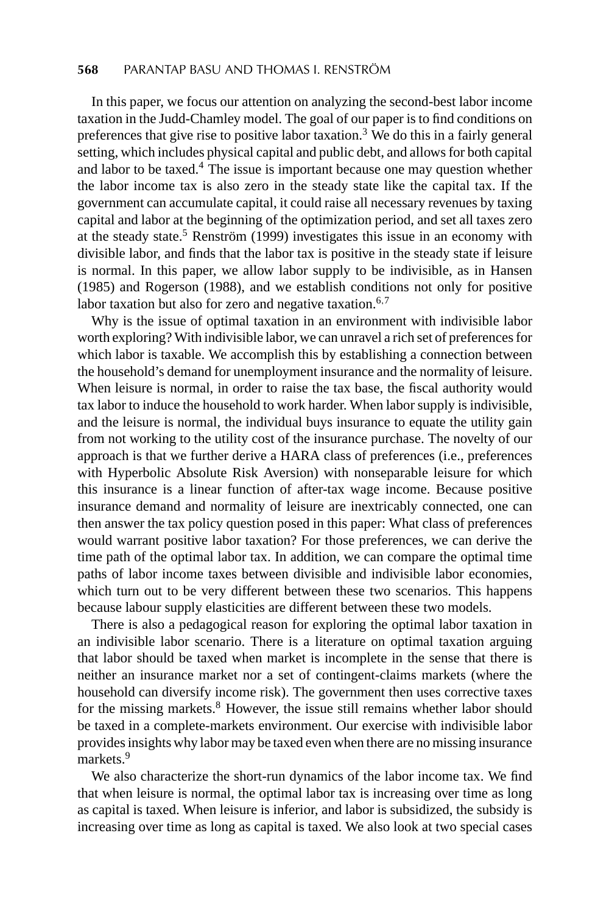In this paper, we focus our attention on analyzing the second-best labor income taxation in the Judd-Chamley model. The goal of our paper is to find conditions on preferences that give rise to positive labor taxation.[3] We do this in a fairly general setting, which includes physical capital and public debt, and allows for both capital and labor to be taxed.[4] The issue is important because one may question whether the labor income tax is also zero in the steady state like the capital tax. If the government can accumulate capital, it could raise all necessary revenues by taxing capital and labor at the beginning of the optimization period, and set all taxes zero at the steady state.[5] Renström (1999) investigates this issue in an economy with divisible labor, and finds that the labor tax is positive in the steady state if leisure is normal. In this paper, we allow labor supply to be indivisible, as in Hansen (1985) and Rogerson (1988), and we establish conditions not only for positive labor taxation but also for zero and negative taxation.[6,7]

Why is the issue of optimal taxation in an environment with indivisible labor worth exploring? With indivisible labor, we can unravel a rich set of preferences for which labor is taxable. We accomplish this by establishing a connection between the household's demand for unemployment insurance and the normality of leisure. When leisure is normal, in order to raise the tax base, the fiscal authority would tax labor to induce the household to work harder. When labor supply is indivisible, and the leisure is normal, the individual buys insurance to equate the utility gain from not working to the utility cost of the insurance purchase. The novelty of our approach is that we further derive a HARA class of preferences (i.e., preferences with Hyperbolic Absolute Risk Aversion) with nonseparable leisure for which this insurance is a linear function of after-tax wage income. Because positive insurance demand and normality of leisure are inextricably connected, one can then answer the tax policy question posed in this paper: What class of preferences would warrant positive labor taxation? For those preferences, we can derive the time path of the optimal labor tax. In addition, we can compare the optimal time paths of labor income taxes between divisible and indivisible labor economies, which turn out to be very different between these two scenarios. This happens because labour supply elasticities are different between these two models.

There is also a pedagogical reason for exploring the optimal labor taxation in an indivisible labor scenario. There is a literature on optimal taxation arguing that labor should be taxed when market is incomplete in the sense that there is neither an insurance market nor a set of contingent-claims markets (where the household can diversify income risk). The government then uses corrective taxes for the missing markets.[8] However, the issue still remains whether labor should be taxed in a complete-markets environment. Our exercise with indivisible labor provides insights why labor may be taxed even when there are no missing insurance markets.[9]

We also characterize the short-run dynamics of the labor income tax. We find that when leisure is normal, the optimal labor tax is increasing over time as long as capital is taxed. When leisure is inferior, and labor is subsidized, the subsidy is increasing over time as long as capital is taxed. We also look at two special cases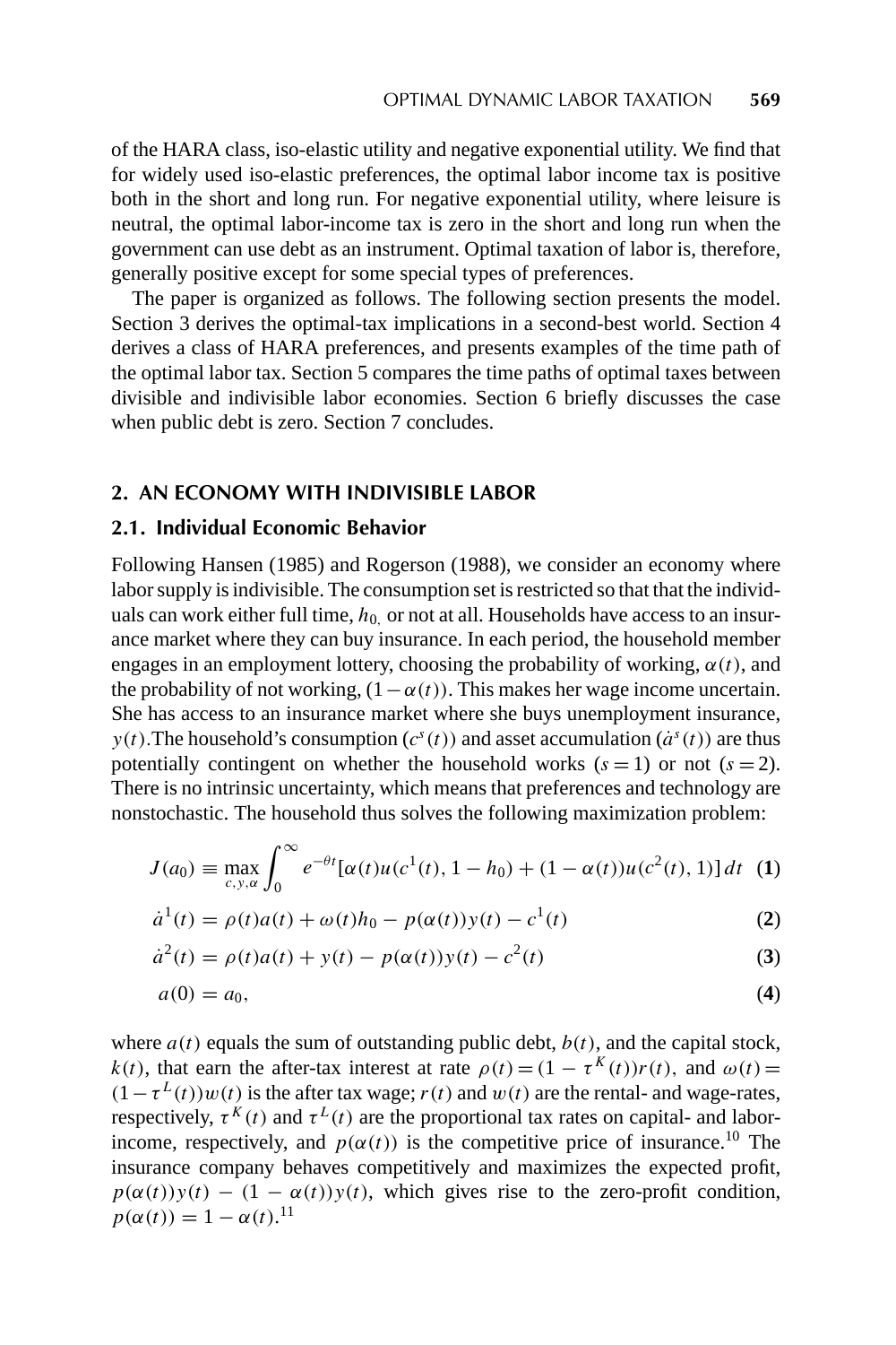of the HARA class, iso-elastic utility and negative exponential utility. We find that for widely used iso-elastic preferences, the optimal labor income tax is positive both in the short and long run. For negative exponential utility, where leisure is neutral, the optimal labor-income tax is zero in the short and long run when the government can use debt as an instrument. Optimal taxation of labor is, therefore, generally positive except for some special types of preferences.

The paper is organized as follows. The following section presents the model. Section 3 derives the optimal-tax implications in a second-best world. Section 4 derives a class of HARA preferences, and presents examples of the time path of the optimal labor tax. Section 5 compares the time paths of optimal taxes between divisible and indivisible labor economies. Section 6 briefly discusses the case when public debt is zero. Section 7 concludes.

## 2. AN ECONOMY WITH INDIVISIBLE LABOR

### 2.1. Individual Economic Behavior

Following Hansen (1985) and Rogerson (1988), we consider an economy where labor supply is indivisible. The consumption set is restricted so that that the individuals can work either full time, $h_{0,}$ or not at all. Households have access to an insurance market where they can buy insurance. In each period, the household member engages in an employment lottery, choosing the probability of working, $\alpha(t)$, and the probability of not working, $(1-\alpha(t))$. This makes her wage income uncertain. She has access to an insurance market where she buys unemployment insurance, $y(t)$.The household's consumption ($c^s(t)$) and asset accumulation ($\dot{a}^s(t)$) are thus potentially contingent on whether the household works ($s=1$) or not ($s=2$). There is no intrinsic uncertainty, which means that preferences and technology are nonstochastic. The household thus solves the following maximization problem:

$$J(a_0) \equiv \max_{c,y,\alpha} \int_0^\infty e^{-\theta t}[\alpha(t)u(c^1(t), 1-h_0) + (1-\alpha(t))u(c^2(t), 1)]\, dt \quad \textbf{(1)}$$

$$\dot{a}^1(t) = \rho(t)a(t) + \omega(t)h_0 - p(\alpha(t))y(t) - c^1(t) \quad \textbf{(2)}$$

$$\dot{a}^2(t) = \rho(t)a(t) + y(t) - p(\alpha(t))y(t) - c^2(t) \quad \textbf{(3)}$$

$$a(0) = a_0, \quad \textbf{(4)}$$

where $a(t)$ equals the sum of outstanding public debt, $b(t)$, and the capital stock, $k(t)$, that earn the after-tax interest at rate $\rho(t) = (1-\tau^K(t))r(t)$, and $\omega(t) = (1-\tau^L(t))w(t)$ is the after tax wage; $r(t)$ and $w(t)$ are the rental- and wage-rates, respectively, $\tau^K(t)$ and $\tau^L(t)$ are the proportional tax rates on capital- and labor-income, respectively, and $p(\alpha(t))$ is the competitive price of insurance.[10] The insurance company behaves competitively and maximizes the expected profit, $p(\alpha(t))y(t) - (1-\alpha(t))y(t)$, which gives rise to the zero-profit condition, $p(\alpha(t)) = 1-\alpha(t)$.[11]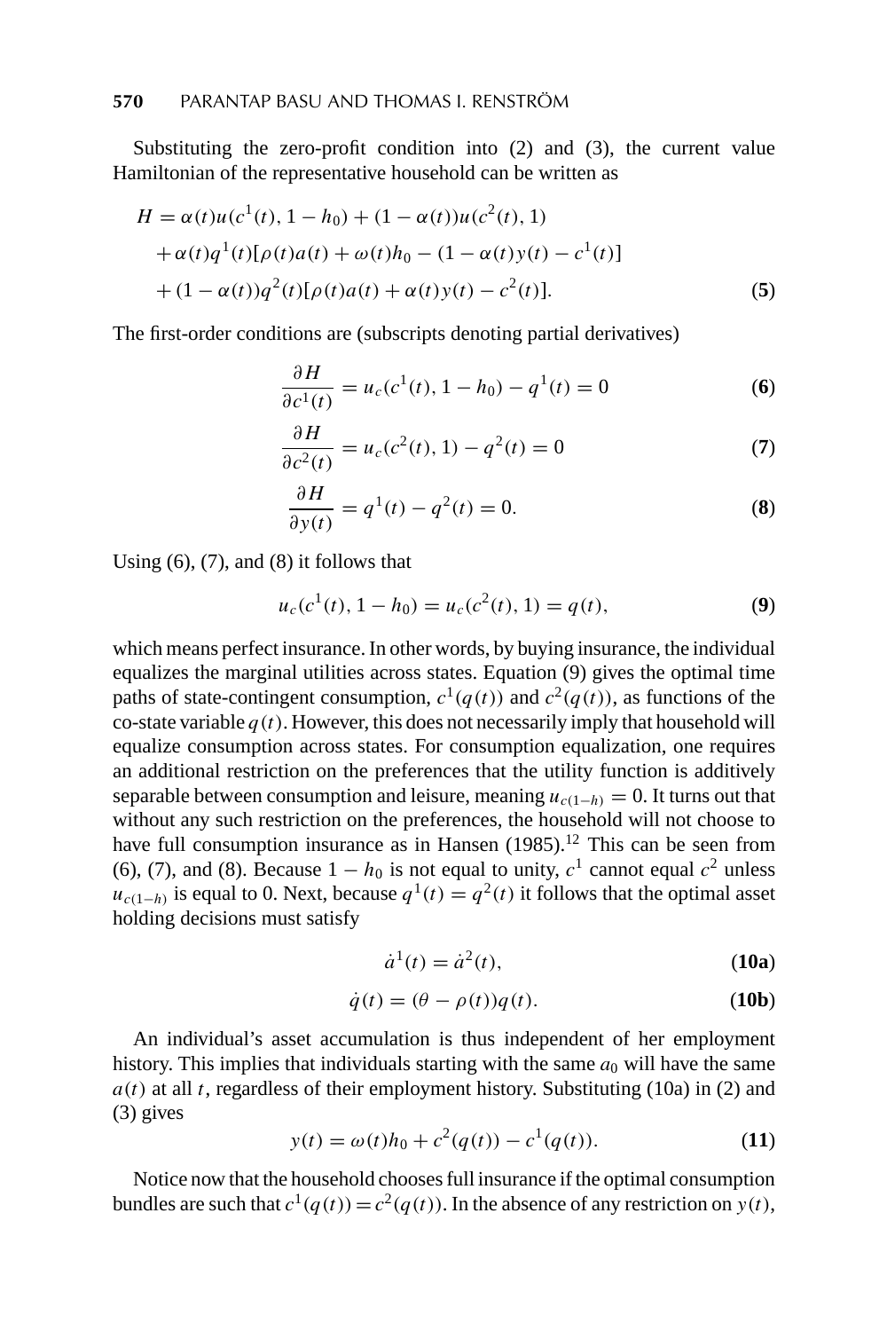Substituting the zero-profit condition into (2) and (3), the current value Hamiltonian of the representative household can be written as

$$
\begin{aligned}
H &= \alpha(t)u(c^1(t), 1-h_0) + (1-\alpha(t))u(c^2(t), 1) \\
&\quad + \alpha(t)q^1(t)[\rho(t)a(t) + \omega(t)h_0 - (1-\alpha(t)y(t) - c^1(t)] \\
&\quad + (1-\alpha(t))q^2(t)[\rho(t)a(t) + \alpha(t)y(t) - c^2(t)]. \qquad (5)
\end{aligned}
$$

The first-order conditions are (subscripts denoting partial derivatives)

$$\frac{\partial H}{\partial c^1(t)} = u_c(c^1(t), 1-h_0) - q^1(t) = 0 \qquad (6)$$

$$\frac{\partial H}{\partial c^2(t)} = u_c(c^2(t), 1) - q^2(t) = 0 \qquad (7)$$

$$\frac{\partial H}{\partial y(t)} = q^1(t) - q^2(t) = 0. \qquad (8)$$

Using (6), (7), and (8) it follows that

$$u_c(c^1(t), 1-h_0) = u_c(c^2(t), 1) = q(t), \qquad (9)$$

which means perfect insurance. In other words, by buying insurance, the individual equalizes the marginal utilities across states. Equation (9) gives the optimal time paths of state-contingent consumption, $c^1(q(t))$ and $c^2(q(t))$, as functions of the co-state variable $q(t)$. However, this does not necessarily imply that household will equalize consumption across states. For consumption equalization, one requires an additional restriction on the preferences that the utility function is additively separable between consumption and leisure, meaning $u_{c(1-h)} = 0$. It turns out that without any such restriction on the preferences, the household will not choose to have full consumption insurance as in Hansen (1985).[12] This can be seen from (6), (7), and (8). Because $1-h_0$ is not equal to unity, $c^1$ cannot equal $c^2$ unless $u_{c(1-h)}$ is equal to 0. Next, because $q^1(t) = q^2(t)$ it follows that the optimal asset holding decisions must satisfy

$$\dot{a}^1(t) = \dot{a}^2(t), \qquad (10a)$$

$$\dot{q}(t) = (\theta - \rho(t))q(t). \qquad (10b)$$

An individual's asset accumulation is thus independent of her employment history. This implies that individuals starting with the same $a_0$ will have the same $a(t)$ at all $t$, regardless of their employment history. Substituting (10a) in (2) and (3) gives

$$y(t) = \omega(t)h_0 + c^2(q(t)) - c^1(q(t)). \qquad (11)$$

Notice now that the household chooses full insurance if the optimal consumption bundles are such that $c^1(q(t)) = c^2(q(t))$. In the absence of any restriction on $y(t)$,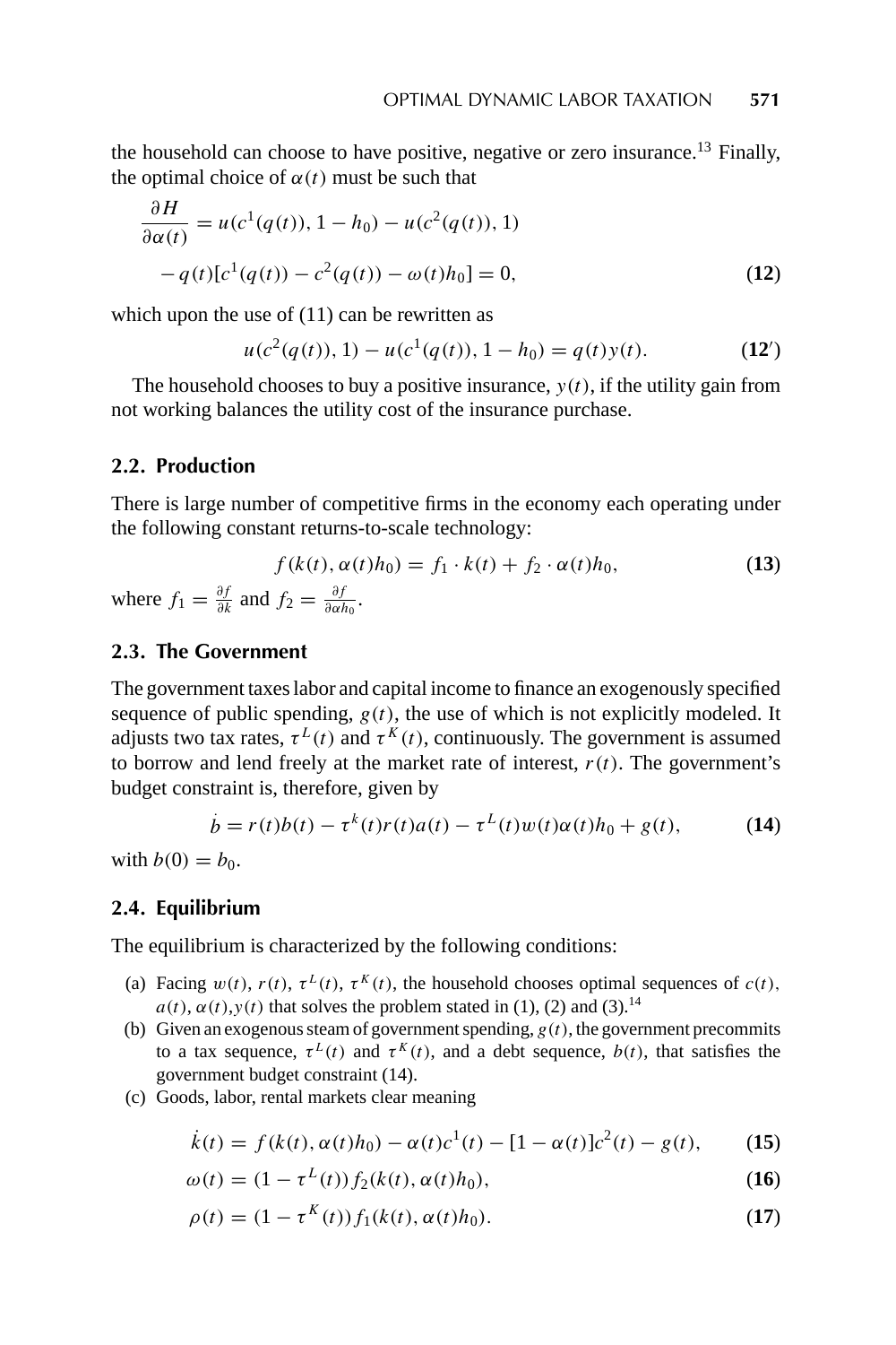the household can choose to have positive, negative or zero insurance.[13] Finally, the optimal choice of $\alpha(t)$ must be such that

$$\frac{\partial H}{\partial \alpha(t)} = u(c^1(q(t)), 1 - h_0) - u(c^2(q(t)), 1)$$
$$- q(t)[c^1(q(t)) - c^2(q(t)) - \omega(t)h_0] = 0, \tag{12}$$

which upon the use of (11) can be rewritten as

$$u(c^2(q(t)), 1) - u(c^1(q(t)), 1 - h_0) = q(t)y(t). \tag{12'}$$

The household chooses to buy a positive insurance, $y(t)$, if the utility gain from not working balances the utility cost of the insurance purchase.

## 2.2. Production

There is large number of competitive firms in the economy each operating under the following constant returns-to-scale technology:

$$f(k(t), \alpha(t)h_0) = f_1 \cdot k(t) + f_2 \cdot \alpha(t)h_0, \tag{13}$$

where $f_1 = \frac{\partial f}{\partial k}$ and $f_2 = \frac{\partial f}{\partial \alpha h_0}$.

## 2.3. The Government

The government taxes labor and capital income to finance an exogenously specified sequence of public spending, $g(t)$, the use of which is not explicitly modeled. It adjusts two tax rates, $\tau^L(t)$ and $\tau^K(t)$, continuously. The government is assumed to borrow and lend freely at the market rate of interest, $r(t)$. The government's budget constraint is, therefore, given by

$$\dot{b} = r(t)b(t) - \tau^k(t)r(t)a(t) - \tau^L(t)w(t)\alpha(t)h_0 + g(t), \tag{14}$$

with $b(0) = b_0$.

## 2.4. Equilibrium

The equilibrium is characterized by the following conditions:

(a) Facing $w(t)$, $r(t)$, $\tau^L(t)$, $\tau^K(t)$, the household chooses optimal sequences of $c(t)$, $a(t)$, $\alpha(t)$, $y(t)$ that solves the problem stated in (1), (2) and (3).[14]

(b) Given an exogenous steam of government spending, $g(t)$, the government precommits to a tax sequence, $\tau^L(t)$ and $\tau^K(t)$, and a debt sequence, $b(t)$, that satisfies the government budget constraint (14).

(c) Goods, labor, rental markets clear meaning

$$\dot{k}(t) = f(k(t), \alpha(t)h_0) - \alpha(t)c^1(t) - [1 - \alpha(t)]c^2(t) - g(t), \tag{15}$$

$$\omega(t) = (1 - \tau^L(t))f_2(k(t), \alpha(t)h_0), \tag{16}$$

$$\rho(t) = (1 - \tau^K(t))f_1(k(t), \alpha(t)h_0). \tag{17}$$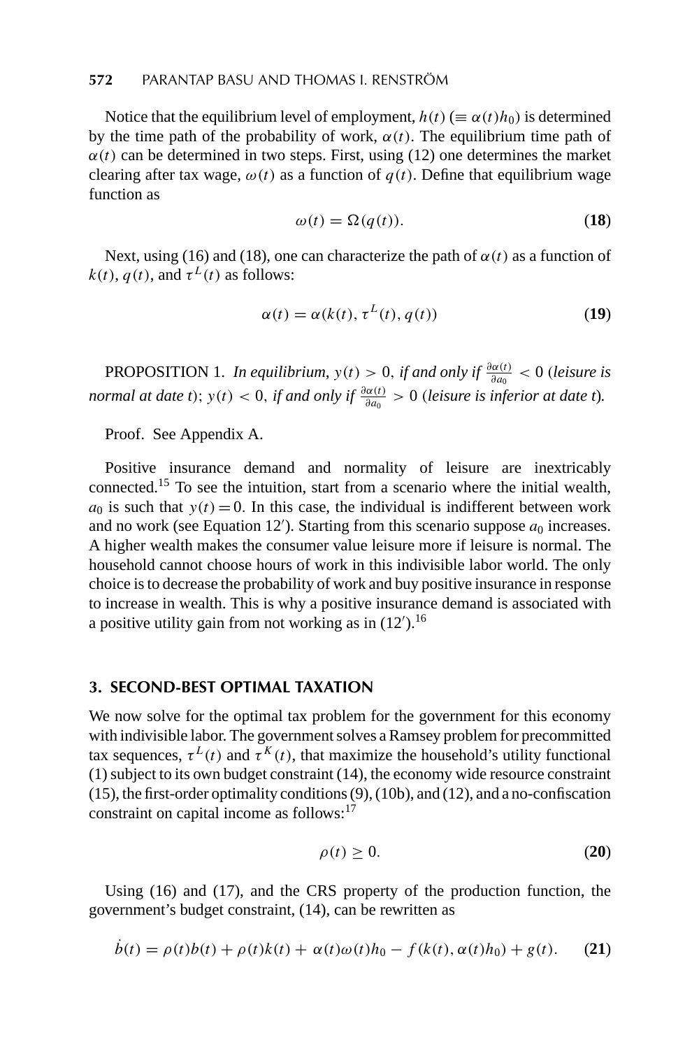Notice that the equilibrium level of employment, $h(t)$ ($\equiv \alpha(t)h_0$) is determined by the time path of the probability of work, $\alpha(t)$. The equilibrium time path of $\alpha(t)$ can be determined in two steps. First, using (12) one determines the market clearing after tax wage, $\omega(t)$ as a function of $q(t)$. Define that equilibrium wage function as

$$\omega(t) = \Omega(q(t)). \tag{18}$$

Next, using (16) and (18), one can characterize the path of $\alpha(t)$ as a function of $k(t)$, $q(t)$, and $\tau^L(t)$ as follows:

$$\alpha(t) = \alpha(k(t), \tau^L(t), q(t)) \tag{19}$$

PROPOSITION 1. *In equilibrium*, $y(t) > 0$, *if and only if* $\frac{\partial \alpha(t)}{\partial a_0} < 0$ (*leisure is normal at date* $t$); $y(t) < 0$, *if and only if* $\frac{\partial \alpha(t)}{\partial a_0} > 0$ (*leisure is inferior at date* $t$).

Proof. See Appendix A.

Positive insurance demand and normality of leisure are inextricably connected.[15] To see the intuition, start from a scenario where the initial wealth, $a_0$ is such that $y(t) = 0$. In this case, the individual is indifferent between work and no work (see Equation 12′). Starting from this scenario suppose $a_0$ increases. A higher wealth makes the consumer value leisure more if leisure is normal. The household cannot choose hours of work in this indivisible labor world. The only choice is to decrease the probability of work and buy positive insurance in response to increase in wealth. This is why a positive insurance demand is associated with a positive utility gain from not working as in (12′).[16]

## 3. SECOND-BEST OPTIMAL TAXATION

We now solve for the optimal tax problem for the government for this economy with indivisible labor. The government solves a Ramsey problem for precommitted tax sequences, $\tau^L(t)$ and $\tau^K(t)$, that maximize the household's utility functional (1) subject to its own budget constraint (14), the economy wide resource constraint (15), the first-order optimality conditions (9), (10b), and (12), and a no-confiscation constraint on capital income as follows:[17]

$$\rho(t) \geq 0. \tag{20}$$

Using (16) and (17), and the CRS property of the production function, the government's budget constraint, (14), can be rewritten as

$$\dot{b}(t) = \rho(t)b(t) + \rho(t)k(t) + \alpha(t)\omega(t)h_0 - f(k(t), \alpha(t)h_0) + g(t). \tag{21}$$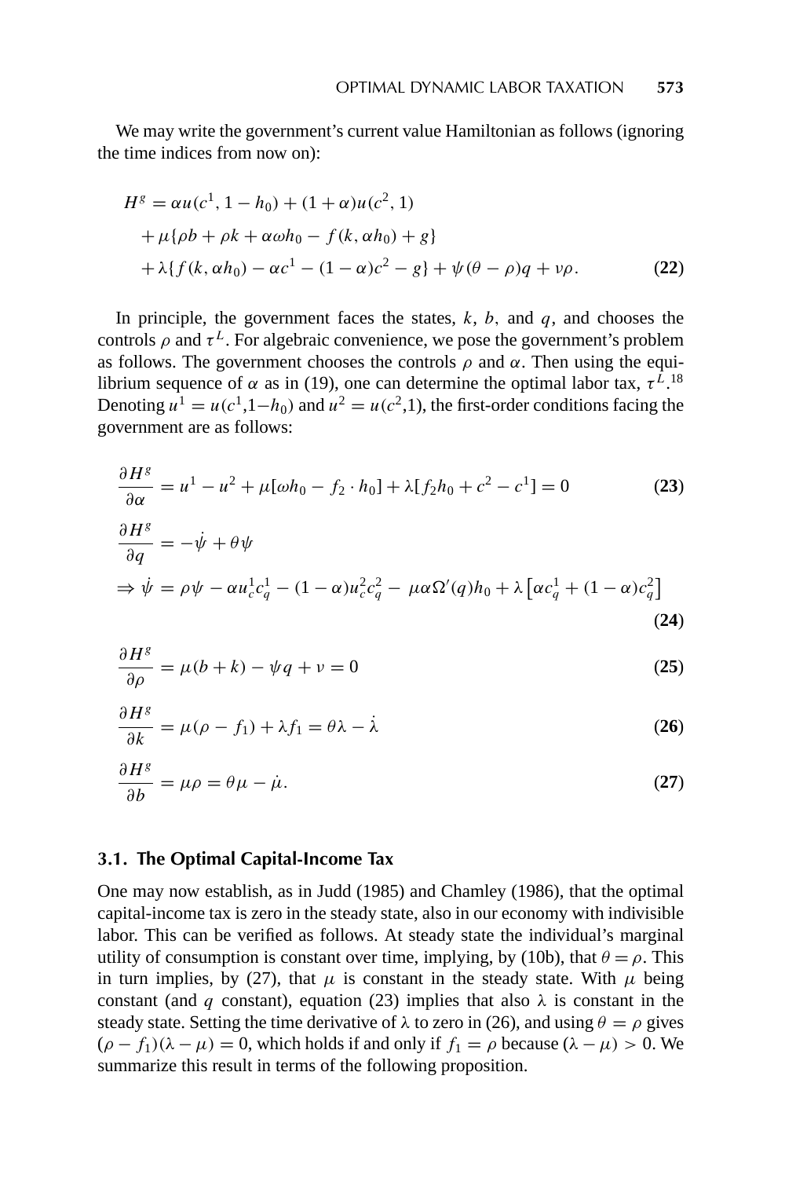We may write the government's current value Hamiltonian as follows (ignoring the time indices from now on):

$$
\begin{aligned}
H^g &= \alpha u(c^1, 1 - h_0) + (1 + \alpha)u(c^2, 1) \\
&\quad + \mu\{\rho b + \rho k + \alpha\omega h_0 - f(k, \alpha h_0) + g\} \\
&\quad + \lambda\{f(k, \alpha h_0) - \alpha c^1 - (1 - \alpha)c^2 - g\} + \psi(\theta - \rho)q + \nu\rho. \qquad \textbf{(22)}
\end{aligned}
$$

In principle, the government faces the states, $k$, $b$, and $q$, and chooses the controls $\rho$ and $\tau^L$. For algebraic convenience, we pose the government's problem as follows. The government chooses the controls $\rho$ and $\alpha$. Then using the equilibrium sequence of $\alpha$ as in (19), one can determine the optimal labor tax, $\tau^L$.[18] Denoting $u^1 = u(c^1, 1-h_0)$ and $u^2 = u(c^2, 1)$, the first-order conditions facing the government are as follows:

$$
\frac{\partial H^g}{\partial \alpha} = u^1 - u^2 + \mu[\omega h_0 - f_2 \cdot h_0] + \lambda[f_2 h_0 + c^2 - c^1] = 0 \qquad \textbf{(23)}
$$

$$
\begin{aligned}
&\frac{\partial H^g}{\partial q} = -\dot{\psi} + \theta\psi \\
&\Rightarrow \dot{\psi} = \rho\psi - \alpha u_c^1 c_q^1 - (1 - \alpha)u_c^2 c_q^2 - \mu\alpha\Omega'(q)h_0 + \lambda\left[\alpha c_q^1 + (1 - \alpha)c_q^2\right] \qquad \textbf{(24)}
\end{aligned}
$$

$$
\frac{\partial H^g}{\partial \rho} = \mu(b + k) - \psi q + \nu = 0 \qquad \textbf{(25)}
$$

$$
\frac{\partial H^g}{\partial k} = \mu(\rho - f_1) + \lambda f_1 = \theta\lambda - \dot{\lambda} \qquad \textbf{(26)}
$$

$$
\frac{\partial H^g}{\partial b} = \mu\rho = \theta\mu - \dot{\mu}. \qquad \textbf{(27)}
$$

### 3.1. The Optimal Capital-Income Tax

One may now establish, as in Judd (1985) and Chamley (1986), that the optimal capital-income tax is zero in the steady state, also in our economy with indivisible labor. This can be verified as follows. At steady state the individual's marginal utility of consumption is constant over time, implying, by (10b), that $\theta = \rho$. This in turn implies, by (27), that $\mu$ is constant in the steady state. With $\mu$ being constant (and $q$ constant), equation (23) implies that also $\lambda$ is constant in the steady state. Setting the time derivative of $\lambda$ to zero in (26), and using $\theta = \rho$ gives $(\rho - f_1)(\lambda - \mu) = 0$, which holds if and only if $f_1 = \rho$ because $(\lambda - \mu) > 0$. We summarize this result in terms of the following proposition.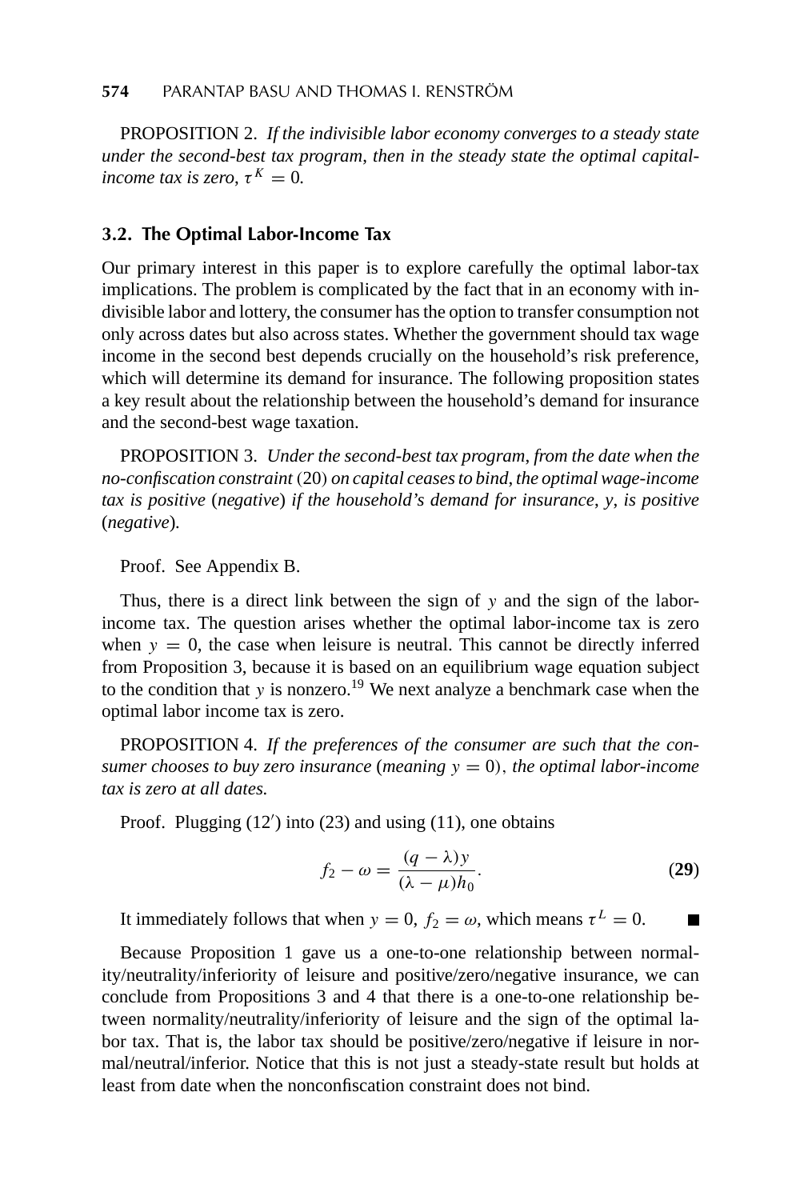PROPOSITION 2. *If the indivisible labor economy converges to a steady state under the second-best tax program, then in the steady state the optimal capital-income tax is zero,* $\tau^K = 0$.

### 3.2. The Optimal Labor-Income Tax

Our primary interest in this paper is to explore carefully the optimal labor-tax implications. The problem is complicated by the fact that in an economy with indivisible labor and lottery, the consumer has the option to transfer consumption not only across dates but also across states. Whether the government should tax wage income in the second best depends crucially on the household's risk preference, which will determine its demand for insurance. The following proposition states a key result about the relationship between the household's demand for insurance and the second-best wage taxation.

PROPOSITION 3. *Under the second-best tax program, from the date when the no-confiscation constraint* (20) *on capital ceases to bind, the optimal wage-income tax is positive* (*negative*) *if the household's demand for insurance,* $y$, *is positive* (*negative*).

Proof. See Appendix B.

Thus, there is a direct link between the sign of $y$ and the sign of the labor-income tax. The question arises whether the optimal labor-income tax is zero when $y = 0$, the case when leisure is neutral. This cannot be directly inferred from Proposition 3, because it is based on an equilibrium wage equation subject to the condition that $y$ is nonzero.[19] We next analyze a benchmark case when the optimal labor income tax is zero.

PROPOSITION 4. *If the preferences of the consumer are such that the consumer chooses to buy zero insurance* (*meaning* $y = 0$), *the optimal labor-income tax is zero at all dates.*

Proof. Plugging (12′) into (23) and using (11), one obtains

$$f_2 - \omega = \frac{(q - \lambda)y}{(\lambda - \mu)h_0}. \tag{29}$$

It immediately follows that when $y = 0$, $f_2 = \omega$, which means $\tau^L = 0$. ■

Because Proposition 1 gave us a one-to-one relationship between normality/neutrality/inferiority of leisure and positive/zero/negative insurance, we can conclude from Propositions 3 and 4 that there is a one-to-one relationship between normality/neutrality/inferiority of leisure and the sign of the optimal labor tax. That is, the labor tax should be positive/zero/negative if leisure in normal/neutral/inferior. Notice that this is not just a steady-state result but holds at least from date when the nonconfiscation constraint does not bind.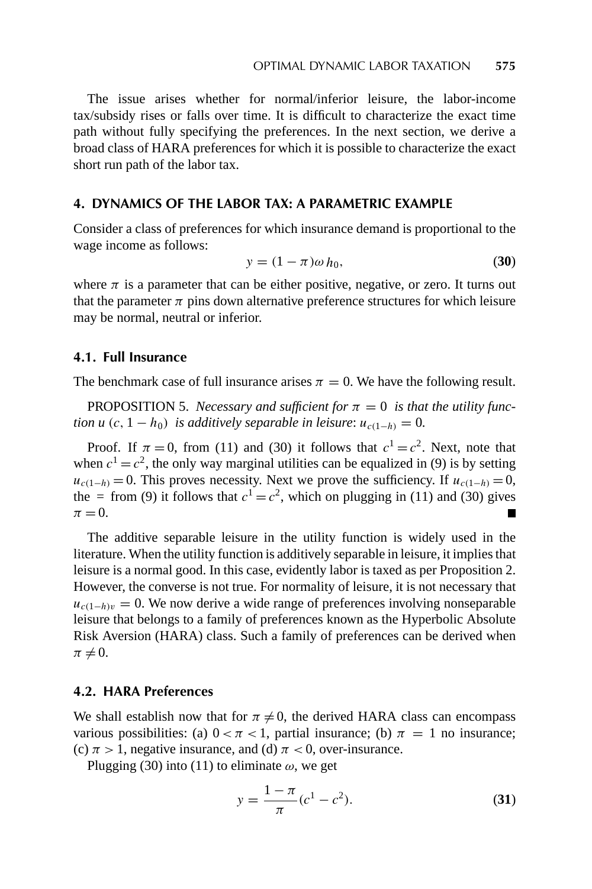The issue arises whether for normal/inferior leisure, the labor-income tax/subsidy rises or falls over time. It is difficult to characterize the exact time path without fully specifying the preferences. In the next section, we derive a broad class of HARA preferences for which it is possible to characterize the exact short run path of the labor tax.

## 4. DYNAMICS OF THE LABOR TAX: A PARAMETRIC EXAMPLE

Consider a class of preferences for which insurance demand is proportional to the wage income as follows:

$$y = (1 - \pi)\omega h_0, \tag{30}$$

where $\pi$ is a parameter that can be either positive, negative, or zero. It turns out that the parameter $\pi$ pins down alternative preference structures for which leisure may be normal, neutral or inferior.

### 4.1. Full Insurance

The benchmark case of full insurance arises $\pi = 0$. We have the following result.

PROPOSITION 5. *Necessary and sufficient for $\pi = 0$ is that the utility function $u\,(c, 1 - h_0)$ is additively separable in leisure*: $u_{c(1-h)} = 0$.

Proof. If $\pi = 0$, from (11) and (30) it follows that $c^1 = c^2$. Next, note that when $c^1 = c^2$, the only way marginal utilities can be equalized in (9) is by setting $u_{c(1-h)} = 0$. This proves necessity. Next we prove the sufficiency. If $u_{c(1-h)} = 0$, the = from (9) it follows that $c^1 = c^2$, which on plugging in (11) and (30) gives $\pi = 0$. ■

The additive separable leisure in the utility function is widely used in the literature. When the utility function is additively separable in leisure, it implies that leisure is a normal good. In this case, evidently labor is taxed as per Proposition 2. However, the converse is not true. For normality of leisure, it is not necessary that $u_{c(1-h)v} = 0$. We now derive a wide range of preferences involving nonseparable leisure that belongs to a family of preferences known as the Hyperbolic Absolute Risk Aversion (HARA) class. Such a family of preferences can be derived when $\pi \neq 0$.

### 4.2. HARA Preferences

We shall establish now that for $\pi \neq 0$, the derived HARA class can encompass various possibilities: (a) $0 < \pi < 1$, partial insurance; (b) $\pi = 1$ no insurance; (c) $\pi > 1$, negative insurance, and (d) $\pi < 0$, over-insurance.

Plugging (30) into (11) to eliminate $\omega$, we get

$$y = \frac{1 - \pi}{\pi}(c^1 - c^2). \tag{31}$$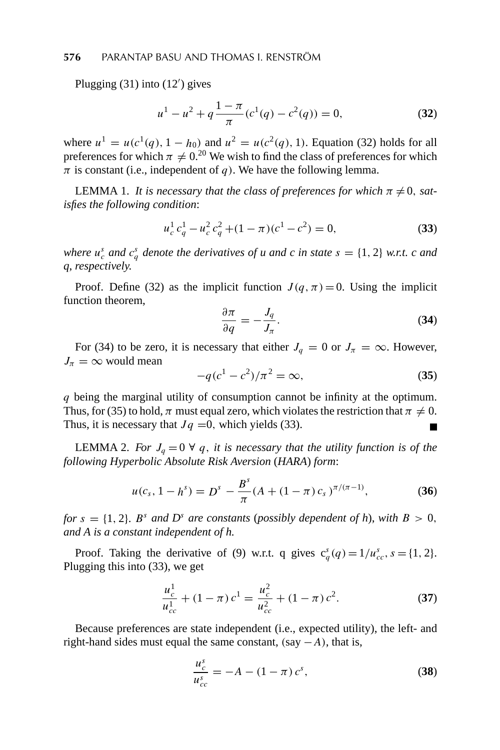Plugging (31) into (12′) gives

$$u^1 - u^2 + q\,\frac{1-\pi}{\pi}(c^1(q) - c^2(q)) = 0, \tag{32}$$

where $u^1 = u(c^1(q), 1 - h_0)$ and $u^2 = u(c^2(q), 1)$. Equation (32) holds for all preferences for which $\pi \neq 0$.[20] We wish to find the class of preferences for which $\pi$ is constant (i.e., independent of $q$). We have the following lemma.

LEMMA 1. *It is necessary that the class of preferences for which $\pi \neq 0$, satisfies the following condition*:

$$u_c^1\, c_q^1 - u_c^2\, c_q^2 + (1-\pi)(c^1 - c^2) = 0, \tag{33}$$

*where $u_c^s$ and $c_q^s$ denote the derivatives of u and c in state $s = \{1, 2\}$ w.r.t. c and q, respectively.*

Proof. Define (32) as the implicit function $J(q, \pi) = 0$. Using the implicit function theorem,

$$\frac{\partial \pi}{\partial q} = -\frac{J_q}{J_\pi}. \tag{34}$$

For (34) to be zero, it is necessary that either $J_q = 0$ or $J_\pi = \infty$. However, $J_\pi = \infty$ would mean

$$-q(c^1 - c^2)/\pi^2 = \infty, \tag{35}$$

$q$ being the marginal utility of consumption cannot be infinity at the optimum. Thus, for (35) to hold, $\pi$ must equal zero, which violates the restriction that $\pi \neq 0$. Thus, it is necessary that $Jq = 0$, which yields (33). ■

LEMMA 2. *For $J_q = 0\ \forall\ q$, it is necessary that the utility function is of the following Hyperbolic Absolute Risk Aversion (HARA) form*:

$$u(c_s, 1 - h^s) = D^s - \frac{B^s}{\pi}(A + (1-\pi)\,c_s)^{\pi/(\pi-1)}, \tag{36}$$

*for $s = \{1, 2\}$. $B^s$ and $D^s$ are constants (possibly dependent of h), with $B > 0$, and A is a constant independent of h.*

Proof. Taking the derivative of (9) w.r.t. q gives $c_q^s(q) = 1/u_{cc}^s$, $s = \{1, 2\}$. Plugging this into (33), we get

$$\frac{u_c^1}{u_{cc}^1} + (1-\pi)\,c^1 = \frac{u_c^2}{u_{cc}^2} + (1-\pi)\,c^2. \tag{37}$$

Because preferences are state independent (i.e., expected utility), the left- and right-hand sides must equal the same constant, (say $-A$), that is,

$$\frac{u_c^s}{u_{cc}^s} = -A - (1-\pi)\,c^s, \tag{38}$$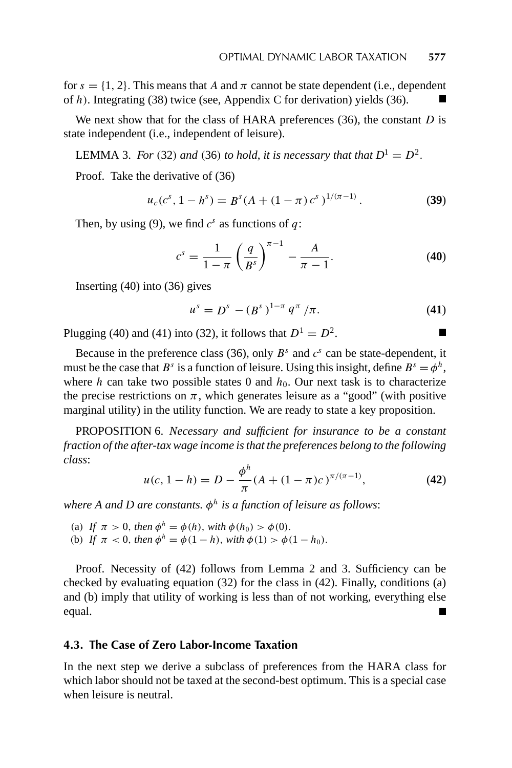for $s = \{1, 2\}$. This means that $A$ and $\pi$ cannot be state dependent (i.e., dependent of $h$). Integrating (38) twice (see, Appendix C for derivation) yields (36). ■

We next show that for the class of HARA preferences (36), the constant $D$ is state independent (i.e., independent of leisure).

LEMMA 3. *For* (32) *and* (36) *to hold, it is necessary that that* $D^1 = D^2$.

Proof. Take the derivative of (36)

$$u_c(c^s, 1 - h^s) = B^s (A + (1 - \pi) c^s)^{1/(\pi - 1)}. \qquad \textbf{(39)}$$

Then, by using (9), we find $c^s$ as functions of $q$:

$$c^s = \frac{1}{1 - \pi} \left( \frac{q}{B^s} \right)^{\pi - 1} - \frac{A}{\pi - 1}. \qquad \textbf{(40)}$$

Inserting (40) into (36) gives

$$u^s = D^s - (B^s)^{1 - \pi} q^\pi / \pi. \qquad \textbf{(41)}$$

Plugging (40) and (41) into (32), it follows that $D^1 = D^2$. ■

Because in the preference class (36), only $B^s$ and $c^s$ can be state-dependent, it must be the case that $B^s$ is a function of leisure. Using this insight, define $B^s = \phi^h$, where $h$ can take two possible states 0 and $h_0$. Our next task is to characterize the precise restrictions on $\pi$, which generates leisure as a "good" (with positive marginal utility) in the utility function. We are ready to state a key proposition.

PROPOSITION 6. *Necessary and sufficient for insurance to be a constant fraction of the after-tax wage income is that the preferences belong to the following class*:

$$u(c, 1 - h) = D - \frac{\phi^h}{\pi} (A + (1 - \pi) c)^{\pi / (\pi - 1)}, \qquad \textbf{(42)}$$

*where A and D are constants.* $\phi^h$ *is a function of leisure as follows*:

(a) *If* $\pi > 0$, *then* $\phi^h = \phi(h)$, *with* $\phi(h_0) > \phi(0)$.
(b) *If* $\pi < 0$, *then* $\phi^h = \phi(1 - h)$, *with* $\phi(1) > \phi(1 - h_0)$.

Proof. Necessity of (42) follows from Lemma 2 and 3. Sufficiency can be checked by evaluating equation (32) for the class in (42). Finally, conditions (a) and (b) imply that utility of working is less than of not working, everything else equal. ■

### 4.3. The Case of Zero Labor-Income Taxation

In the next step we derive a subclass of preferences from the HARA class for which labor should not be taxed at the second-best optimum. This is a special case when leisure is neutral.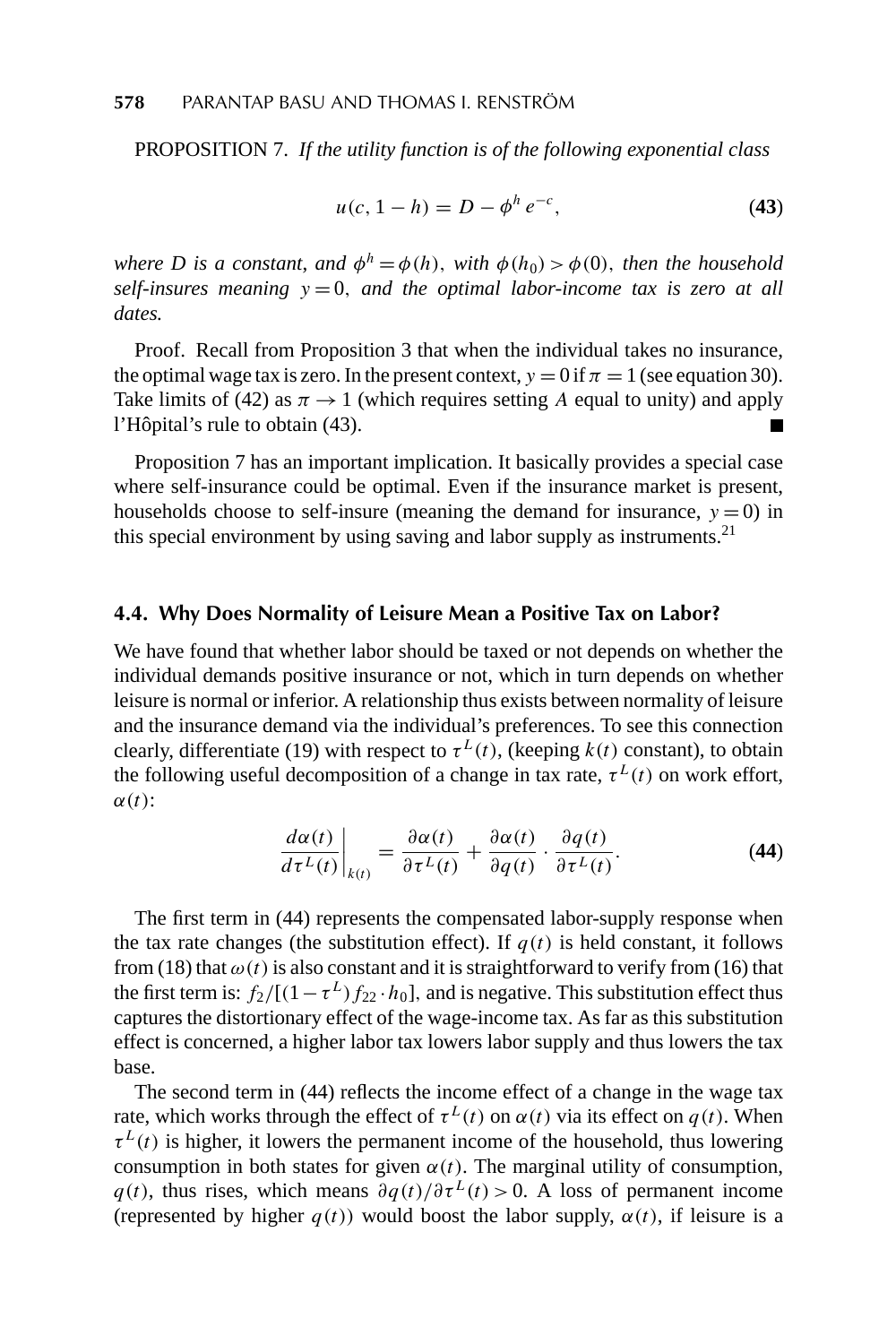PROPOSITION 7. *If the utility function is of the following exponential class*

$$u(c, 1-h) = D - \phi^h e^{-c}, \tag{43}$$

*where D is a constant, and $\phi^h = \phi(h)$, with $\phi(h_0) > \phi(0)$, then the household self-insures meaning $y = 0$, and the optimal labor-income tax is zero at all dates.*

Proof. Recall from Proposition 3 that when the individual takes no insurance, the optimal wage tax is zero. In the present context, $y = 0$ if $\pi = 1$ (see equation 30). Take limits of (42) as $\pi \to 1$ (which requires setting $A$ equal to unity) and apply l'Hôpital's rule to obtain (43). ∎

Proposition 7 has an important implication. It basically provides a special case where self-insurance could be optimal. Even if the insurance market is present, households choose to self-insure (meaning the demand for insurance, $y = 0$) in this special environment by using saving and labor supply as instruments.[21]

## 4.4. Why Does Normality of Leisure Mean a Positive Tax on Labor?

We have found that whether labor should be taxed or not depends on whether the individual demands positive insurance or not, which in turn depends on whether leisure is normal or inferior. A relationship thus exists between normality of leisure and the insurance demand via the individual's preferences. To see this connection clearly, differentiate (19) with respect to $\tau^L(t)$, (keeping $k(t)$ constant), to obtain the following useful decomposition of a change in tax rate, $\tau^L(t)$ on work effort, $\alpha(t)$:

$$\left.\frac{d\alpha(t)}{d\tau^L(t)}\right|_{k(t)} = \frac{\partial \alpha(t)}{\partial \tau^L(t)} + \frac{\partial \alpha(t)}{\partial q(t)} \cdot \frac{\partial q(t)}{\partial \tau^L(t)}. \tag{44}$$

The first term in (44) represents the compensated labor-supply response when the tax rate changes (the substitution effect). If $q(t)$ is held constant, it follows from (18) that $\omega(t)$ is also constant and it is straightforward to verify from (16) that the first term is: $f_2/[(1-\tau^L) f_{22} \cdot h_0]$, and is negative. This substitution effect thus captures the distortionary effect of the wage-income tax. As far as this substitution effect is concerned, a higher labor tax lowers labor supply and thus lowers the tax base.

The second term in (44) reflects the income effect of a change in the wage tax rate, which works through the effect of $\tau^L(t)$ on $\alpha(t)$ via its effect on $q(t)$. When $\tau^L(t)$ is higher, it lowers the permanent income of the household, thus lowering consumption in both states for given $\alpha(t)$. The marginal utility of consumption, $q(t)$, thus rises, which means $\partial q(t)/\partial \tau^L(t) > 0$. A loss of permanent income (represented by higher $q(t)$) would boost the labor supply, $\alpha(t)$, if leisure is a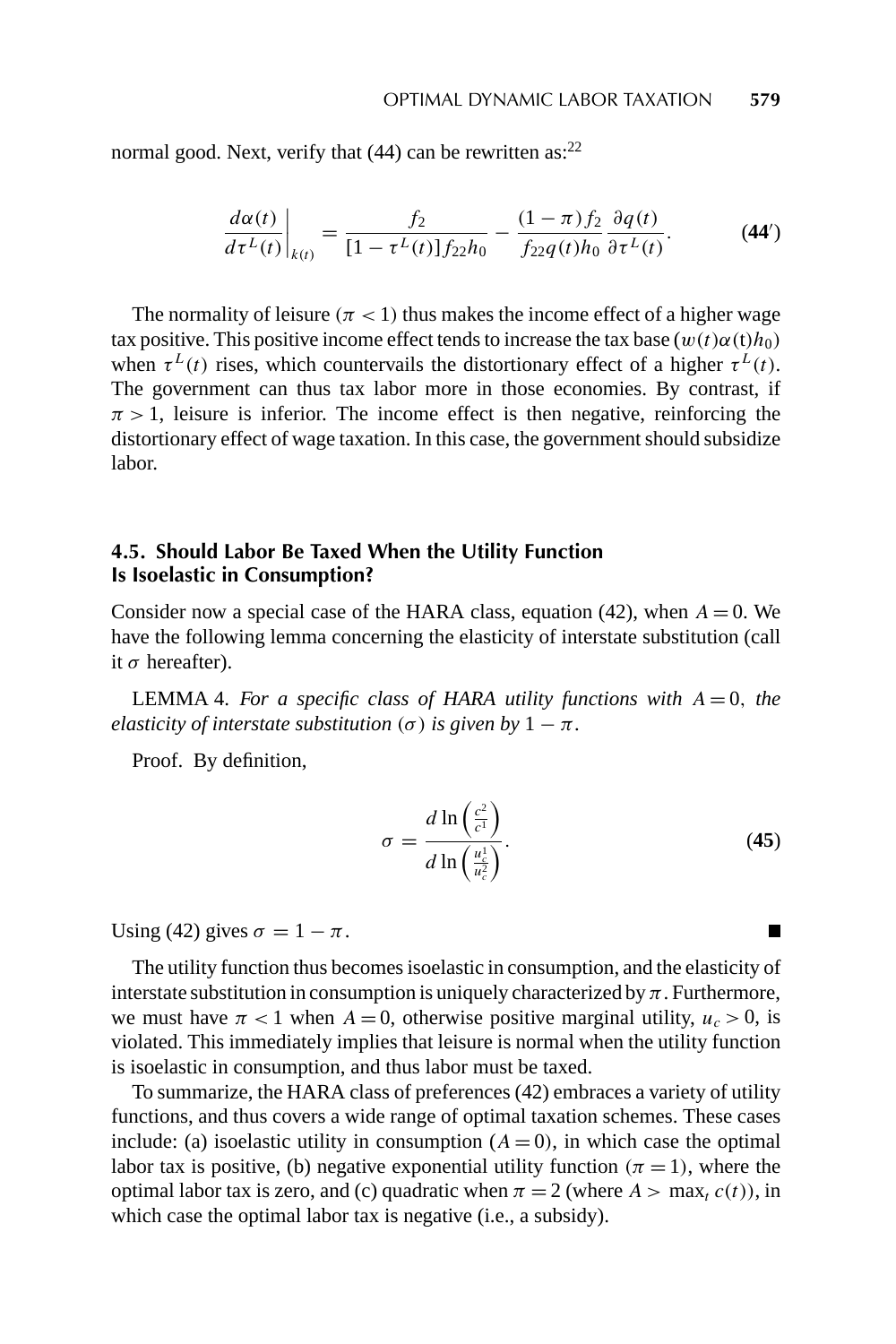normal good. Next, verify that (44) can be rewritten as:[22]

$$\left.\frac{d\alpha(t)}{d\tau^L(t)}\right|_{k(t)} = \frac{f_2}{[1-\tau^L(t)]f_{22}h_0} - \frac{(1-\pi)f_2}{f_{22}q(t)h_0}\frac{\partial q(t)}{\partial \tau^L(t)}. \tag{44$'$}$$

The normality of leisure ($\pi < 1$) thus makes the income effect of a higher wage tax positive. This positive income effect tends to increase the tax base ($w(t)\alpha(t)h_0$) when $\tau^L(t)$ rises, which countervails the distortionary effect of a higher $\tau^L(t)$. The government can thus tax labor more in those economies. By contrast, if $\pi > 1$, leisure is inferior. The income effect is then negative, reinforcing the distortionary effect of wage taxation. In this case, the government should subsidize labor.

### 4.5. Should Labor Be Taxed When the Utility Function Is Isoelastic in Consumption?

Consider now a special case of the HARA class, equation (42), when $A = 0$. We have the following lemma concerning the elasticity of interstate substitution (call it $\sigma$ hereafter).

LEMMA 4. *For a specific class of HARA utility functions with $A = 0$, the elasticity of interstate substitution ($\sigma$) is given by $1 - \pi$.*

Proof. By definition,

$$\sigma = \frac{d\ln\left(\frac{c^2}{c^1}\right)}{d\ln\left(\frac{u_c^1}{u_c^2}\right)}. \tag{45}$$

Using (42) gives $\sigma = 1 - \pi$. ■

The utility function thus becomes isoelastic in consumption, and the elasticity of interstate substitution in consumption is uniquely characterized by $\pi$. Furthermore, we must have $\pi < 1$ when $A = 0$, otherwise positive marginal utility, $u_c > 0$, is violated. This immediately implies that leisure is normal when the utility function is isoelastic in consumption, and thus labor must be taxed.

To summarize, the HARA class of preferences (42) embraces a variety of utility functions, and thus covers a wide range of optimal taxation schemes. These cases include: (a) isoelastic utility in consumption ($A = 0$), in which case the optimal labor tax is positive, (b) negative exponential utility function ($\pi = 1$), where the optimal labor tax is zero, and (c) quadratic when $\pi = 2$ (where $A > \max_t c(t)$), in which case the optimal labor tax is negative (i.e., a subsidy).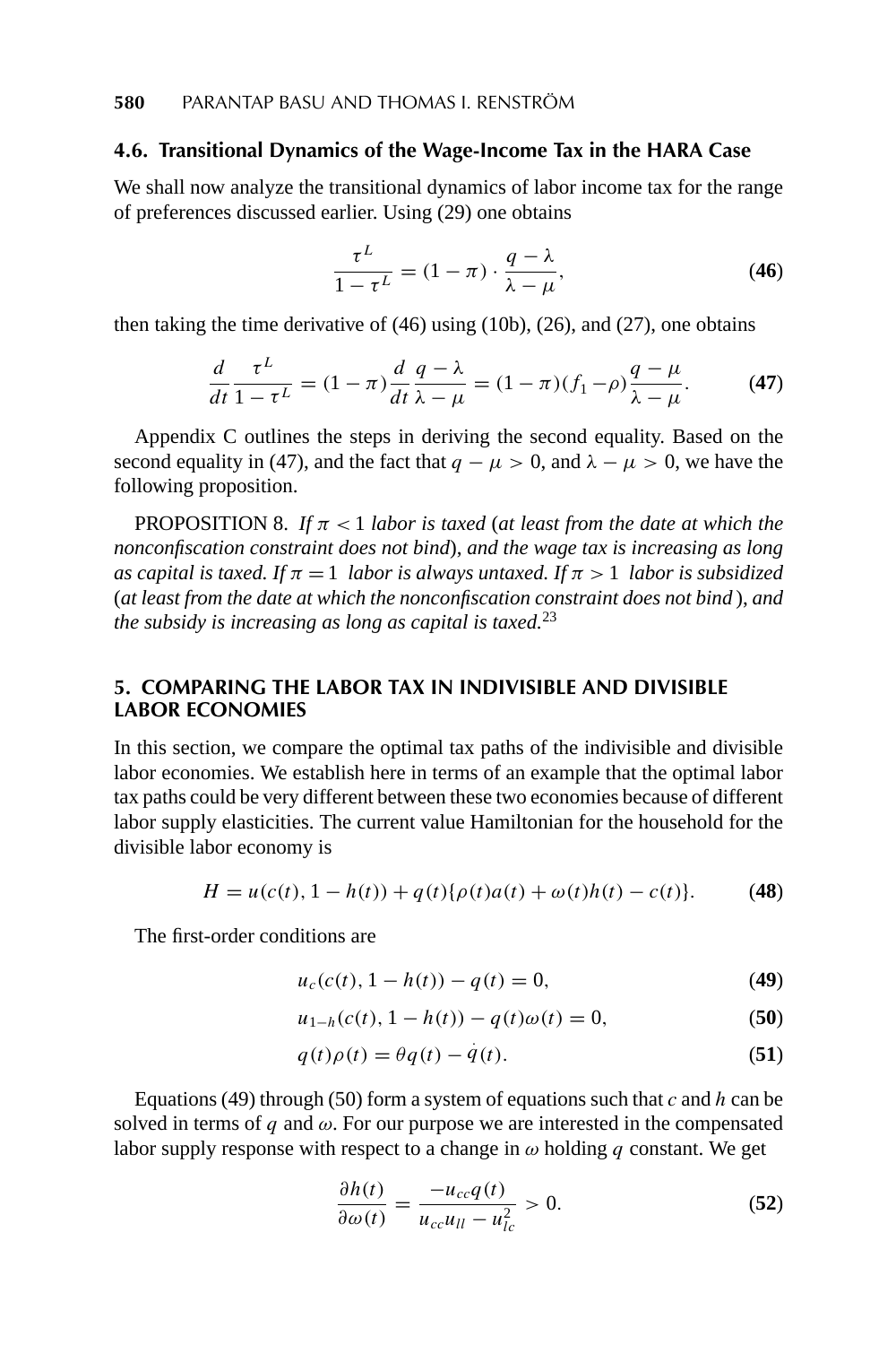### 4.6. Transitional Dynamics of the Wage-Income Tax in the HARA Case

We shall now analyze the transitional dynamics of labor income tax for the range of preferences discussed earlier. Using (29) one obtains

$$\frac{\tau^L}{1-\tau^L} = (1-\pi)\cdot\frac{q-\lambda}{\lambda-\mu}, \tag{46}$$

then taking the time derivative of (46) using (10b), (26), and (27), one obtains

$$\frac{d}{dt}\frac{\tau^L}{1-\tau^L} = (1-\pi)\frac{d}{dt}\frac{q-\lambda}{\lambda-\mu} = (1-\pi)(f_1-\rho)\frac{q-\mu}{\lambda-\mu}. \tag{47}$$

Appendix C outlines the steps in deriving the second equality. Based on the second equality in (47), and the fact that $q-\mu>0$, and $\lambda-\mu>0$, we have the following proposition.

PROPOSITION 8. *If $\pi<1$ labor is taxed* (*at least from the date at which the nonconfiscation constraint does not bind*), *and the wage tax is increasing as long as capital is taxed. If $\pi=1$ labor is always untaxed. If $\pi>1$ labor is subsidized* (*at least from the date at which the nonconfiscation constraint does not bind*), *and the subsidy is increasing as long as capital is taxed.*[23]

## 5. COMPARING THE LABOR TAX IN INDIVISIBLE AND DIVISIBLE LABOR ECONOMIES

In this section, we compare the optimal tax paths of the indivisible and divisible labor economies. We establish here in terms of an example that the optimal labor tax paths could be very different between these two economies because of different labor supply elasticities. The current value Hamiltonian for the household for the divisible labor economy is

$$H = u(c(t), 1-h(t)) + q(t)\{\rho(t)a(t) + \omega(t)h(t) - c(t)\}. \tag{48}$$

The first-order conditions are

$$u_c(c(t), 1-h(t)) - q(t) = 0, \tag{49}$$

$$u_{1-h}(c(t), 1-h(t)) - q(t)\omega(t) = 0, \tag{50}$$

$$q(t)\rho(t) = \theta q(t) - \dot{q}(t). \tag{51}$$

Equations (49) through (50) form a system of equations such that $c$ and $h$ can be solved in terms of $q$ and $\omega$. For our purpose we are interested in the compensated labor supply response with respect to a change in $\omega$ holding $q$ constant. We get

$$\frac{\partial h(t)}{\partial \omega(t)} = \frac{-u_{cc}q(t)}{u_{cc}u_{ll} - u_{lc}^2} > 0. \tag{52}$$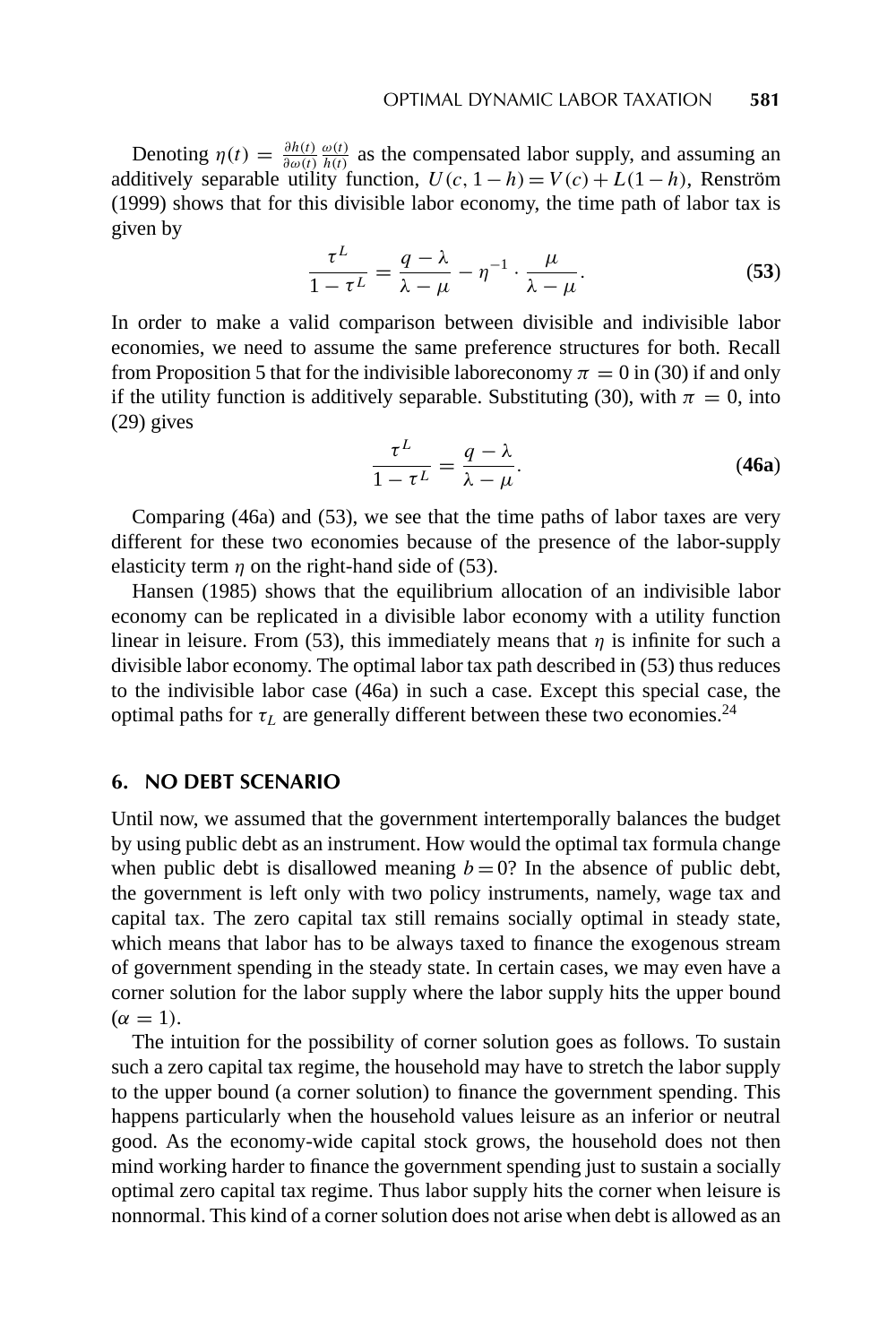Denoting $\eta(t) = \frac{\partial h(t)}{\partial \omega(t)} \frac{\omega(t)}{h(t)}$ as the compensated labor supply, and assuming an additively separable utility function, $U(c, 1-h) = V(c) + L(1-h)$, Renström (1999) shows that for this divisible labor economy, the time path of labor tax is given by

$$\frac{\tau^L}{1-\tau^L} = \frac{q-\lambda}{\lambda-\mu} - \eta^{-1} \cdot \frac{\mu}{\lambda-\mu}. \tag{53}$$

In order to make a valid comparison between divisible and indivisible labor economies, we need to assume the same preference structures for both. Recall from Proposition 5 that for the indivisible laboreconomy $\pi = 0$ in (30) if and only if the utility function is additively separable. Substituting (30), with $\pi = 0$, into (29) gives

$$\frac{\tau^L}{1-\tau^L} = \frac{q-\lambda}{\lambda-\mu}. \tag{46a}$$

Comparing (46a) and (53), we see that the time paths of labor taxes are very different for these two economies because of the presence of the labor-supply elasticity term $\eta$ on the right-hand side of (53).

Hansen (1985) shows that the equilibrium allocation of an indivisible labor economy can be replicated in a divisible labor economy with a utility function linear in leisure. From (53), this immediately means that $\eta$ is infinite for such a divisible labor economy. The optimal labor tax path described in (53) thus reduces to the indivisible labor case (46a) in such a case. Except this special case, the optimal paths for $\tau_L$ are generally different between these two economies.[24]

## 6. NO DEBT SCENARIO

Until now, we assumed that the government intertemporally balances the budget by using public debt as an instrument. How would the optimal tax formula change when public debt is disallowed meaning $b = 0$? In the absence of public debt, the government is left only with two policy instruments, namely, wage tax and capital tax. The zero capital tax still remains socially optimal in steady state, which means that labor has to be always taxed to finance the exogenous stream of government spending in the steady state. In certain cases, we may even have a corner solution for the labor supply where the labor supply hits the upper bound ($\alpha = 1$).

The intuition for the possibility of corner solution goes as follows. To sustain such a zero capital tax regime, the household may have to stretch the labor supply to the upper bound (a corner solution) to finance the government spending. This happens particularly when the household values leisure as an inferior or neutral good. As the economy-wide capital stock grows, the household does not then mind working harder to finance the government spending just to sustain a socially optimal zero capital tax regime. Thus labor supply hits the corner when leisure is nonnormal. This kind of a corner solution does not arise when debt is allowed as an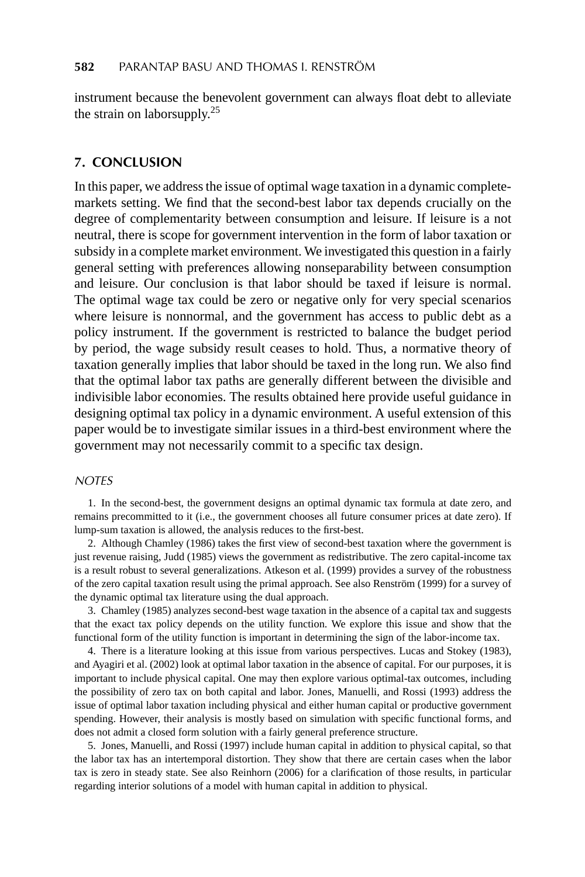instrument because the benevolent government can always float debt to alleviate the strain on laborsupply.[25]

## 7. CONCLUSION

In this paper, we address the issue of optimal wage taxation in a dynamic complete-markets setting. We find that the second-best labor tax depends crucially on the degree of complementarity between consumption and leisure. If leisure is a not neutral, there is scope for government intervention in the form of labor taxation or subsidy in a complete market environment. We investigated this question in a fairly general setting with preferences allowing nonseparability between consumption and leisure. Our conclusion is that labor should be taxed if leisure is normal. The optimal wage tax could be zero or negative only for very special scenarios where leisure is nonnormal, and the government has access to public debt as a policy instrument. If the government is restricted to balance the budget period by period, the wage subsidy result ceases to hold. Thus, a normative theory of taxation generally implies that labor should be taxed in the long run. We also find that the optimal labor tax paths are generally different between the divisible and indivisible labor economies. The results obtained here provide useful guidance in designing optimal tax policy in a dynamic environment. A useful extension of this paper would be to investigate similar issues in a third-best environment where the government may not necessarily commit to a specific tax design.

### NOTES

1. In the second-best, the government designs an optimal dynamic tax formula at date zero, and remains precommitted to it (i.e., the government chooses all future consumer prices at date zero). If lump-sum taxation is allowed, the analysis reduces to the first-best.

2. Although Chamley (1986) takes the first view of second-best taxation where the government is just revenue raising, Judd (1985) views the government as redistributive. The zero capital-income tax is a result robust to several generalizations. Atkeson et al. (1999) provides a survey of the robustness of the zero capital taxation result using the primal approach. See also Renström (1999) for a survey of the dynamic optimal tax literature using the dual approach.

3. Chamley (1985) analyzes second-best wage taxation in the absence of a capital tax and suggests that the exact tax policy depends on the utility function. We explore this issue and show that the functional form of the utility function is important in determining the sign of the labor-income tax.

4. There is a literature looking at this issue from various perspectives. Lucas and Stokey (1983), and Ayagiri et al. (2002) look at optimal labor taxation in the absence of capital. For our purposes, it is important to include physical capital. One may then explore various optimal-tax outcomes, including the possibility of zero tax on both capital and labor. Jones, Manuelli, and Rossi (1993) address the issue of optimal labor taxation including physical and either human capital or productive government spending. However, their analysis is mostly based on simulation with specific functional forms, and does not admit a closed form solution with a fairly general preference structure.

5. Jones, Manuelli, and Rossi (1997) include human capital in addition to physical capital, so that the labor tax has an intertemporal distortion. They show that there are certain cases when the labor tax is zero in steady state. See also Reinhorn (2006) for a clarification of those results, in particular regarding interior solutions of a model with human capital in addition to physical.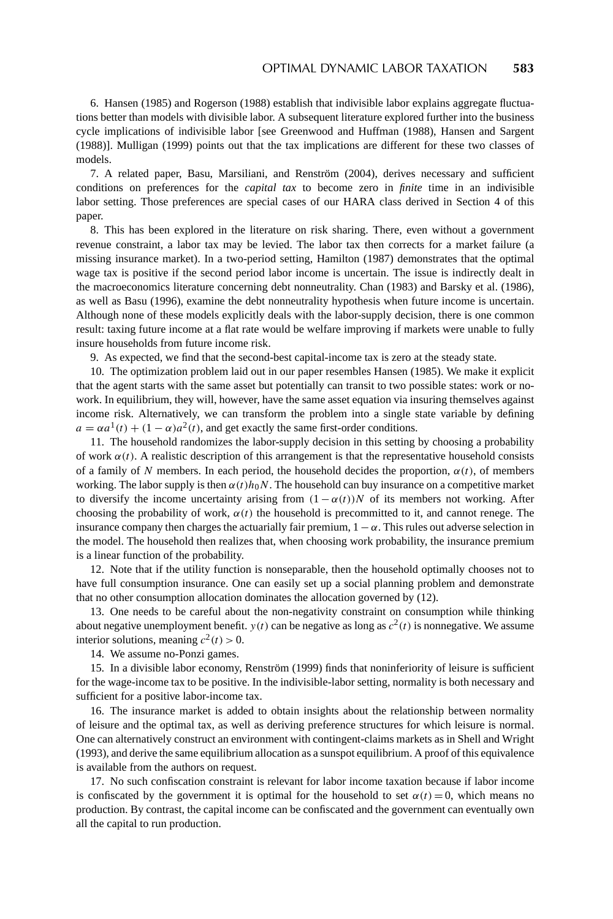6. Hansen (1985) and Rogerson (1988) establish that indivisible labor explains aggregate fluctuations better than models with divisible labor. A subsequent literature explored further into the business cycle implications of indivisible labor [see Greenwood and Huffman (1988), Hansen and Sargent (1988)]. Mulligan (1999) points out that the tax implications are different for these two classes of models.

7. A related paper, Basu, Marsiliani, and Renström (2004), derives necessary and sufficient conditions on preferences for the *capital tax* to become zero in *finite* time in an indivisible labor setting. Those preferences are special cases of our HARA class derived in Section 4 of this paper.

8. This has been explored in the literature on risk sharing. There, even without a government revenue constraint, a labor tax may be levied. The labor tax then corrects for a market failure (a missing insurance market). In a two-period setting, Hamilton (1987) demonstrates that the optimal wage tax is positive if the second period labor income is uncertain. The issue is indirectly dealt in the macroeconomics literature concerning debt nonneutrality. Chan (1983) and Barsky et al. (1986), as well as Basu (1996), examine the debt nonneutrality hypothesis when future income is uncertain. Although none of these models explicitly deals with the labor-supply decision, there is one common result: taxing future income at a flat rate would be welfare improving if markets were unable to fully insure households from future income risk.

9. As expected, we find that the second-best capital-income tax is zero at the steady state.

10. The optimization problem laid out in our paper resembles Hansen (1985). We make it explicit that the agent starts with the same asset but potentially can transit to two possible states: work or no-work. In equilibrium, they will, however, have the same asset equation via insuring themselves against income risk. Alternatively, we can transform the problem into a single state variable by defining $a = \alpha a^1(t) + (1 - \alpha)a^2(t)$, and get exactly the same first-order conditions.

11. The household randomizes the labor-supply decision in this setting by choosing a probability of work $\alpha(t)$. A realistic description of this arrangement is that the representative household consists of a family of $N$ members. In each period, the household decides the proportion, $\alpha(t)$, of members working. The labor supply is then $\alpha(t)h_0N$. The household can buy insurance on a competitive market to diversify the income uncertainty arising from $(1-\alpha(t))N$ of its members not working. After choosing the probability of work, $\alpha(t)$ the household is precommitted to it, and cannot renege. The insurance company then charges the actuarially fair premium, $1-\alpha$. This rules out adverse selection in the model. The household then realizes that, when choosing work probability, the insurance premium is a linear function of the probability.

12. Note that if the utility function is nonseparable, then the household optimally chooses not to have full consumption insurance. One can easily set up a social planning problem and demonstrate that no other consumption allocation dominates the allocation governed by (12).

13. One needs to be careful about the non-negativity constraint on consumption while thinking about negative unemployment benefit. $y(t)$ can be negative as long as $c^2(t)$ is nonnegative. We assume interior solutions, meaning $c^2(t) > 0$.

14. We assume no-Ponzi games.

15. In a divisible labor economy, Renström (1999) finds that noninferiority of leisure is sufficient for the wage-income tax to be positive. In the indivisible-labor setting, normality is both necessary and sufficient for a positive labor-income tax.

16. The insurance market is added to obtain insights about the relationship between normality of leisure and the optimal tax, as well as deriving preference structures for which leisure is normal. One can alternatively construct an environment with contingent-claims markets as in Shell and Wright (1993), and derive the same equilibrium allocation as a sunspot equilibrium. A proof of this equivalence is available from the authors on request.

17. No such confiscation constraint is relevant for labor income taxation because if labor income is confiscated by the government it is optimal for the household to set $\alpha(t) = 0$, which means no production. By contrast, the capital income can be confiscated and the government can eventually own all the capital to run production.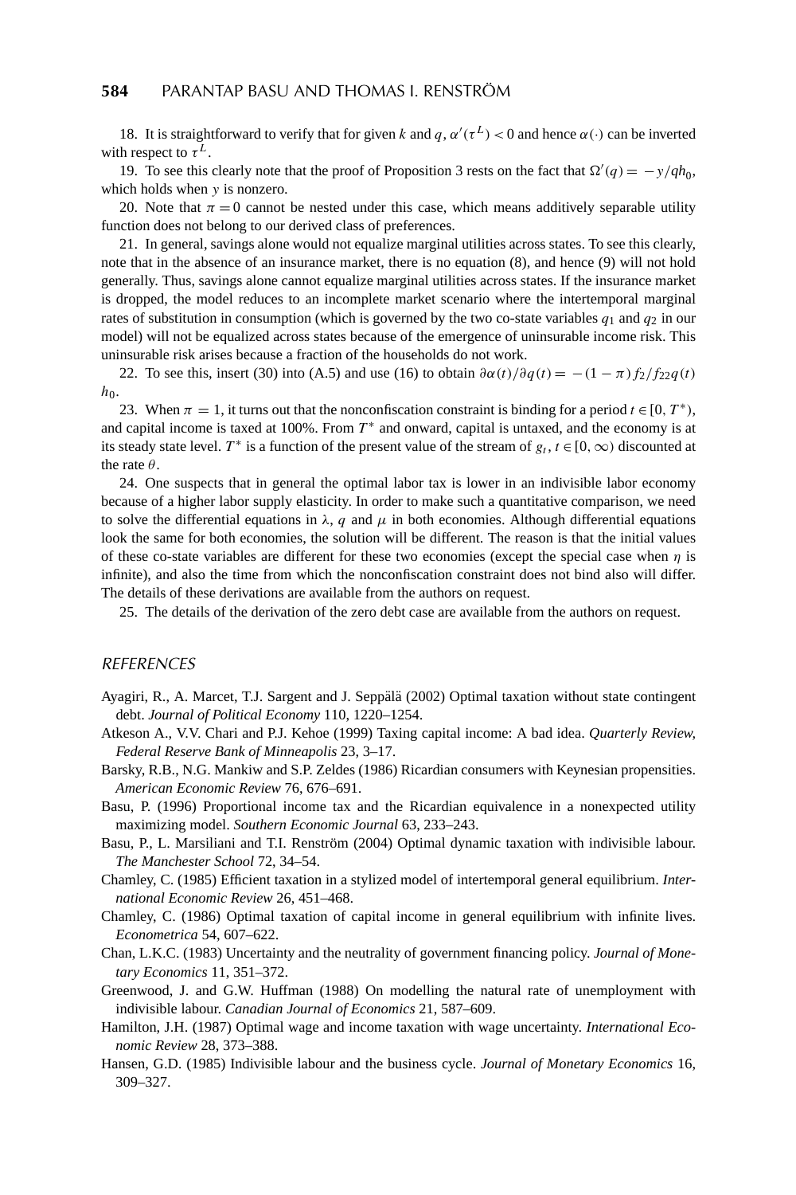18. It is straightforward to verify that for given $k$ and $q$, $\alpha'(\tau^L) < 0$ and hence $\alpha(\cdot)$ can be inverted with respect to $\tau^L$.

19. To see this clearly note that the proof of Proposition 3 rests on the fact that $\Omega'(q) = -y/qh_0$, which holds when $y$ is nonzero.

20. Note that $\pi = 0$ cannot be nested under this case, which means additively separable utility function does not belong to our derived class of preferences.

21. In general, savings alone would not equalize marginal utilities across states. To see this clearly, note that in the absence of an insurance market, there is no equation (8), and hence (9) will not hold generally. Thus, savings alone cannot equalize marginal utilities across states. If the insurance market is dropped, the model reduces to an incomplete market scenario where the intertemporal marginal rates of substitution in consumption (which is governed by the two co-state variables $q_1$ and $q_2$ in our model) will not be equalized across states because of the emergence of uninsurable income risk. This uninsurable risk arises because a fraction of the households do not work.

22. To see this, insert (30) into (A.5) and use (16) to obtain $\partial\alpha(t)/\partial q(t) = -(1-\pi) f_2/f_{22} q(t) h_0$.

23. When $\pi = 1$, it turns out that the nonconfiscation constraint is binding for a period $t \in [0, T^*)$, and capital income is taxed at 100%. From $T^*$ and onward, capital is untaxed, and the economy is at its steady state level. $T^*$ is a function of the present value of the stream of $g_t$, $t \in [0, \infty)$ discounted at the rate $\theta$.

24. One suspects that in general the optimal labor tax is lower in an indivisible labor economy because of a higher labor supply elasticity. In order to make such a quantitative comparison, we need to solve the differential equations in $\lambda$, $q$ and $\mu$ in both economies. Although differential equations look the same for both economies, the solution will be different. The reason is that the initial values of these co-state variables are different for these two economies (except the special case when $\eta$ is infinite), and also the time from which the nonconfiscation constraint does not bind also will differ. The details of these derivations are available from the authors on request.

25. The details of the derivation of the zero debt case are available from the authors on request.

## REFERENCES

Ayagiri, R., A. Marcet, T.J. Sargent and J. Seppälä (2002) Optimal taxation without state contingent debt. *Journal of Political Economy* 110, 1220–1254.

Atkeson A., V.V. Chari and P.J. Kehoe (1999) Taxing capital income: A bad idea. *Quarterly Review, Federal Reserve Bank of Minneapolis* 23, 3–17.

Barsky, R.B., N.G. Mankiw and S.P. Zeldes (1986) Ricardian consumers with Keynesian propensities. *American Economic Review* 76, 676–691.

Basu, P. (1996) Proportional income tax and the Ricardian equivalence in a nonexpected utility maximizing model. *Southern Economic Journal* 63, 233–243.

Basu, P., L. Marsiliani and T.I. Renström (2004) Optimal dynamic taxation with indivisible labour. *The Manchester School* 72, 34–54.

Chamley, C. (1985) Efficient taxation in a stylized model of intertemporal general equilibrium. *International Economic Review* 26, 451–468.

Chamley, C. (1986) Optimal taxation of capital income in general equilibrium with infinite lives. *Econometrica* 54, 607–622.

Chan, L.K.C. (1983) Uncertainty and the neutrality of government financing policy. *Journal of Monetary Economics* 11, 351–372.

Greenwood, J. and G.W. Huffman (1988) On modelling the natural rate of unemployment with indivisible labour. *Canadian Journal of Economics* 21, 587–609.

Hamilton, J.H. (1987) Optimal wage and income taxation with wage uncertainty. *International Economic Review* 28, 373–388.

Hansen, G.D. (1985) Indivisible labour and the business cycle. *Journal of Monetary Economics* 16, 309–327.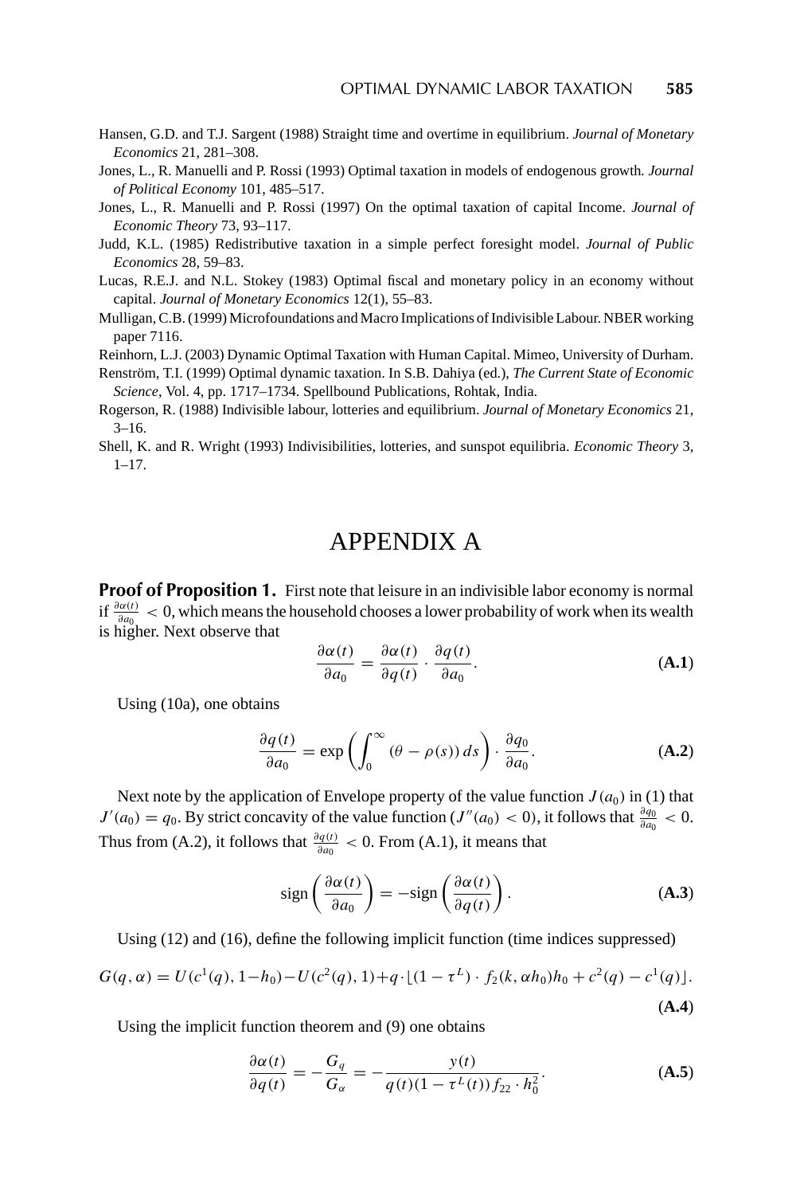Hansen, G.D. and T.J. Sargent (1988) Straight time and overtime in equilibrium. *Journal of Monetary Economics* 21, 281–308.

Jones, L., R. Manuelli and P. Rossi (1993) Optimal taxation in models of endogenous growth. *Journal of Political Economy* 101, 485–517.

Jones, L., R. Manuelli and P. Rossi (1997) On the optimal taxation of capital Income. *Journal of Economic Theory* 73, 93–117.

Judd, K.L. (1985) Redistributive taxation in a simple perfect foresight model. *Journal of Public Economics* 28, 59–83.

Lucas, R.E.J. and N.L. Stokey (1983) Optimal fiscal and monetary policy in an economy without capital. *Journal of Monetary Economics* 12(1), 55–83.

Mulligan, C.B. (1999) Microfoundations and Macro Implications of Indivisible Labour. NBER working paper 7116.

Reinhorn, L.J. (2003) Dynamic Optimal Taxation with Human Capital. Mimeo, University of Durham.

Renström, T.I. (1999) Optimal dynamic taxation. In S.B. Dahiya (ed.), *The Current State of Economic Science*, Vol. 4, pp. 1717–1734. Spellbound Publications, Rohtak, India.

Rogerson, R. (1988) Indivisible labour, lotteries and equilibrium. *Journal of Monetary Economics* 21, 3–16.

Shell, K. and R. Wright (1993) Indivisibilities, lotteries, and sunspot equilibria. *Economic Theory* 3, 1–17.

# APPENDIX A

**Proof of Proposition 1.** First note that leisure in an indivisible labor economy is normal if $\frac{\partial \alpha(t)}{\partial a_0} < 0$, which means the household chooses a lower probability of work when its wealth is higher. Next observe that

$$\frac{\partial \alpha(t)}{\partial a_0} = \frac{\partial \alpha(t)}{\partial q(t)} \cdot \frac{\partial q(t)}{\partial a_0}. \quad \textbf{(A.1)}$$

Using (10a), one obtains

$$\frac{\partial q(t)}{\partial a_0} = \exp\left(\int_0^\infty (\theta - \rho(s))\, ds\right) \cdot \frac{\partial q_0}{\partial a_0}. \quad \textbf{(A.2)}$$

Next note by the application of Envelope property of the value function $J(a_0)$ in (1) that $J'(a_0) = q_0$. By strict concavity of the value function ($J''(a_0) < 0$), it follows that $\frac{\partial q_0}{\partial a_0} < 0$. Thus from (A.2), it follows that $\frac{\partial q(t)}{\partial a_0} < 0$. From (A.1), it means that

$$\text{sign}\left(\frac{\partial \alpha(t)}{\partial a_0}\right) = -\text{sign}\left(\frac{\partial \alpha(t)}{\partial q(t)}\right). \quad \textbf{(A.3)}$$

Using (12) and (16), define the following implicit function (time indices suppressed)

$$G(q, \alpha) = U(c^1(q), 1 - h_0) - U(c^2(q), 1) + q \cdot \lfloor (1 - \tau^L) \cdot f_2(k, \alpha h_0) h_0 + c^2(q) - c^1(q) \rfloor. \quad \textbf{(A.4)}$$

Using the implicit function theorem and (9) one obtains

$$\frac{\partial \alpha(t)}{\partial q(t)} = -\frac{G_q}{G_\alpha} = -\frac{y(t)}{q(t)(1 - \tau^L(t)) f_{22} \cdot h_0^2}. \quad \textbf{(A.5)}$$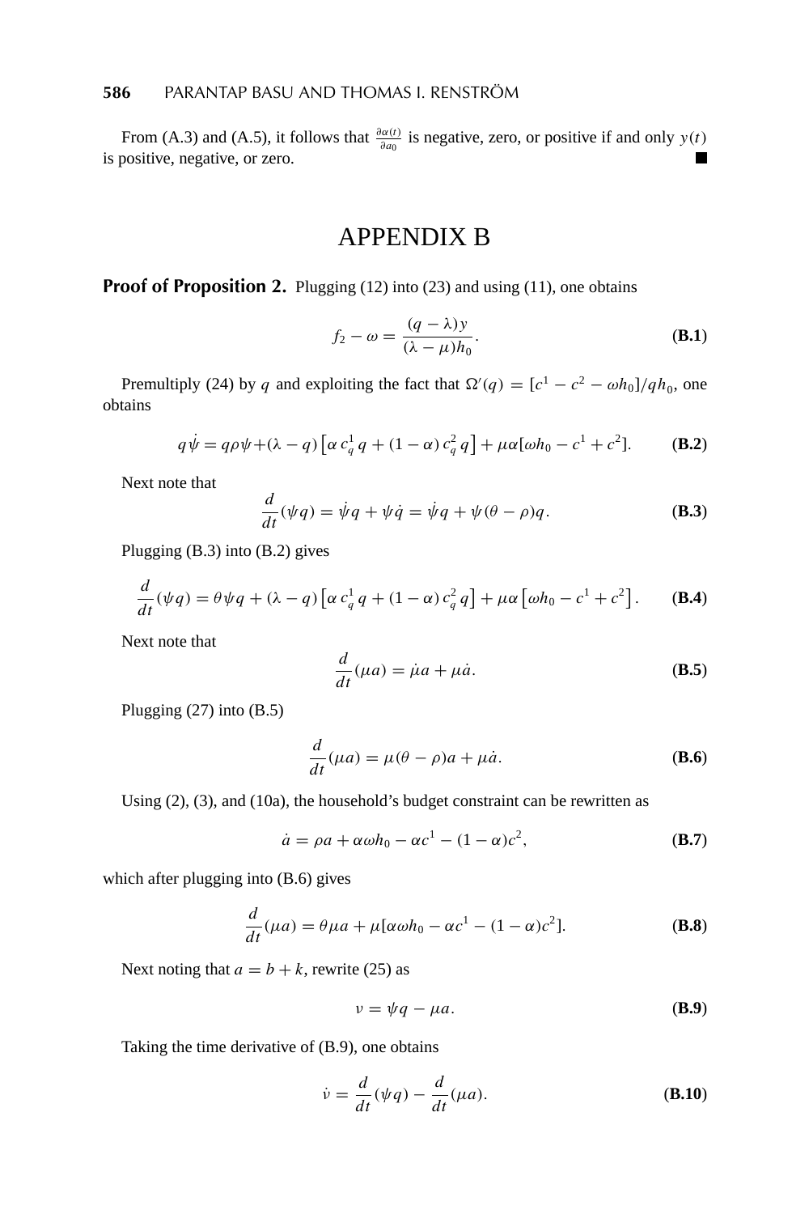From (A.3) and (A.5), it follows that $\frac{\partial \alpha(t)}{\partial a_0}$ is negative, zero, or positive if and only $y(t)$ is positive, negative, or zero. ■

# APPENDIX B

**Proof of Proposition 2.** Plugging (12) into (23) and using (11), one obtains

$$f_2 - \omega = \frac{(q-\lambda)y}{(\lambda-\mu)h_0}. \tag{B.1}$$

Premultiply (24) by $q$ and exploiting the fact that $\Omega'(q) = [c^1 - c^2 - \omega h_0]/qh_0$, one obtains

$$q\dot{\psi} = q\rho\psi + (\lambda - q)\left[\alpha\, c_q^1\, q + (1-\alpha)\, c_q^2\, q\right] + \mu\alpha[\omega h_0 - c^1 + c^2]. \tag{B.2}$$

Next note that

$$\frac{d}{dt}(\psi q) = \dot{\psi} q + \psi \dot{q} = \dot{\psi} q + \psi(\theta - \rho)q. \tag{B.3}$$

Plugging (B.3) into (B.2) gives

$$\frac{d}{dt}(\psi q) = \theta\psi q + (\lambda - q)\left[\alpha\, c_q^1\, q + (1-\alpha)\, c_q^2\, q\right] + \mu\alpha\left[\omega h_0 - c^1 + c^2\right]. \tag{B.4}$$

Next note that

$$\frac{d}{dt}(\mu a) = \dot{\mu} a + \mu \dot{a}. \tag{B.5}$$

Plugging (27) into (B.5)

$$\frac{d}{dt}(\mu a) = \mu(\theta - \rho)a + \mu\dot{a}. \tag{B.6}$$

Using (2), (3), and (10a), the household's budget constraint can be rewritten as

$$\dot{a} = \rho a + \alpha\omega h_0 - \alpha c^1 - (1-\alpha)c^2, \tag{B.7}$$

which after plugging into (B.6) gives

$$\frac{d}{dt}(\mu a) = \theta\mu a + \mu[\alpha\omega h_0 - \alpha c^1 - (1-\alpha)c^2]. \tag{B.8}$$

Next noting that $a = b + k$, rewrite (25) as

$$\nu = \psi q - \mu a. \tag{B.9}$$

Taking the time derivative of (B.9), one obtains

$$\dot{\nu} = \frac{d}{dt}(\psi q) - \frac{d}{dt}(\mu a). \tag{B.10}$$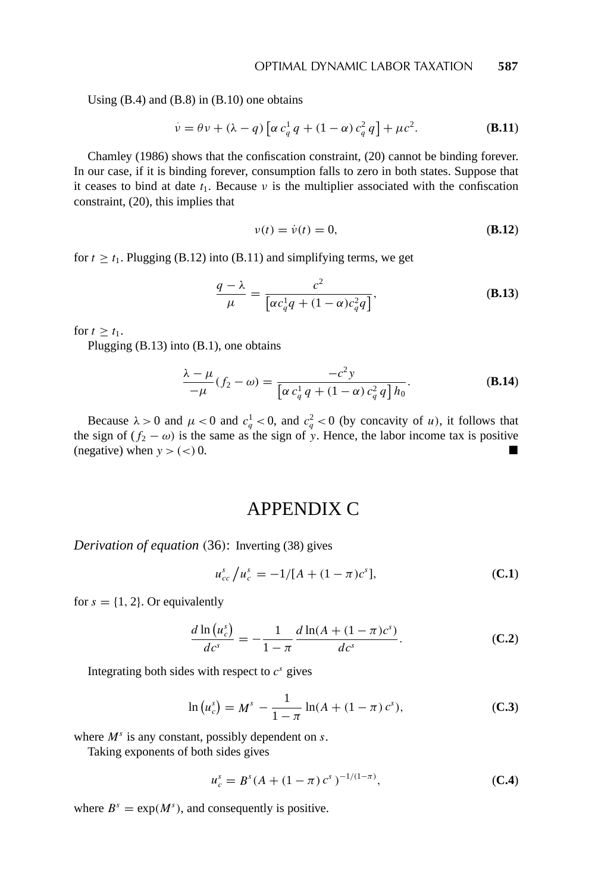Using (B.4) and (B.8) in (B.10) one obtains

$$\dot{\nu} = \theta\nu + (\lambda - q)\left[\alpha\, c_q^1\, q + (1-\alpha)\, c_q^2\, q\right] + \mu c^2. \tag{B.11}$$

Chamley (1986) shows that the confiscation constraint, (20) cannot be binding forever. In our case, if it is binding forever, consumption falls to zero in both states. Suppose that it ceases to bind at date $t_1$. Because $\nu$ is the multiplier associated with the confiscation constraint, (20), this implies that

$$\nu(t) = \dot{\nu}(t) = 0, \tag{B.12}$$

for $t \geq t_1$. Plugging (B.12) into (B.11) and simplifying terms, we get

$$\frac{q - \lambda}{\mu} = \frac{c^2}{\left[\alpha c_q^1 q + (1-\alpha) c_q^2 q\right]}, \tag{B.13}$$

for $t \geq t_1$.

Plugging (B.13) into (B.1), one obtains

$$\frac{\lambda - \mu}{-\mu}(f_2 - \omega) = \frac{-c^2 y}{\left[\alpha\, c_q^1\, q + (1-\alpha)\, c_q^2\, q\right] h_0}. \tag{B.14}$$

Because $\lambda > 0$ and $\mu < 0$ and $c_q^1 < 0$, and $c_q^2 < 0$ (by concavity of $u$), it follows that the sign of $(f_2 - \omega)$ is the same as the sign of $y$. Hence, the labor income tax is positive (negative) when $y > (<)\, 0$. ■

# APPENDIX C

*Derivation of equation* (36): Inverting (38) gives

$$u_{cc}^s \big/ u_c^s = -1/[A + (1-\pi)c^s], \tag{C.1}$$

for $s = \{1, 2\}$. Or equivalently

$$\frac{d \ln\left(u_c^s\right)}{dc^s} = -\frac{1}{1-\pi}\frac{d \ln(A + (1-\pi)c^s)}{dc^s}. \tag{C.2}$$

Integrating both sides with respect to $c^s$ gives

$$\ln\left(u_c^s\right) = M^s - \frac{1}{1-\pi}\ln(A + (1-\pi)\, c^s), \tag{C.3}$$

where $M^s$ is any constant, possibly dependent on $s$.

Taking exponents of both sides gives

$$u_c^s = B^s (A + (1-\pi)\, c^s\,)^{-1/(1-\pi)}, \tag{C.4}$$

where $B^s = \exp(M^s)$, and consequently is positive.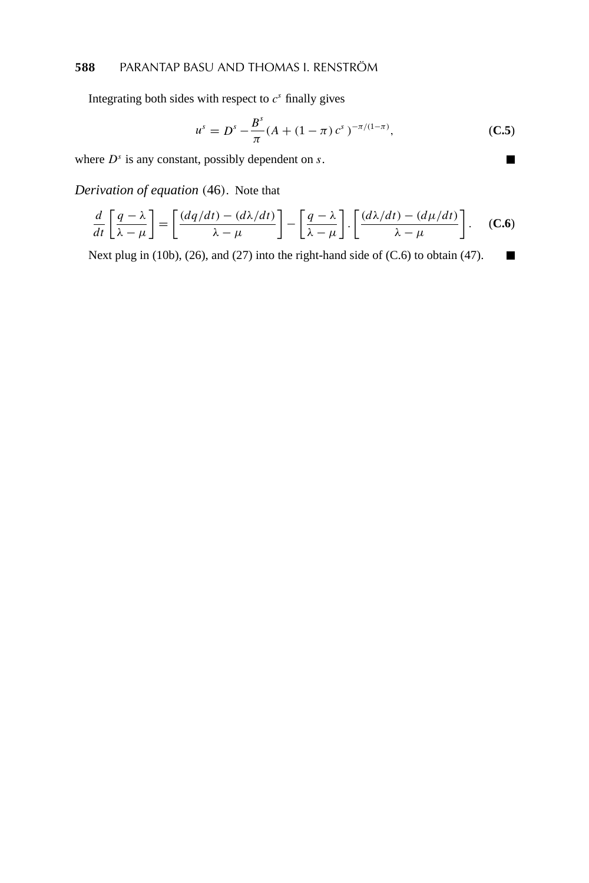Integrating both sides with respect to $c^s$ finally gives

$$u^s = D^s - \frac{B^s}{\pi}(A + (1-\pi)\, c^s\,)^{-\pi/(1-\pi)}, \tag{C.5}$$

where $D^s$ is any constant, possibly dependent on $s$. ■

*Derivation of equation* (46). Note that

$$\frac{d}{dt}\left[\frac{q-\lambda}{\lambda-\mu}\right] = \left[\frac{(dq/dt)-(d\lambda/dt)}{\lambda-\mu}\right] - \left[\frac{q-\lambda}{\lambda-\mu}\right]\cdot\left[\frac{(d\lambda/dt)-(d\mu/dt)}{\lambda-\mu}\right]. \tag{C.6}$$

Next plug in (10b), (26), and (27) into the right-hand side of (C.6) to obtain (47). ■